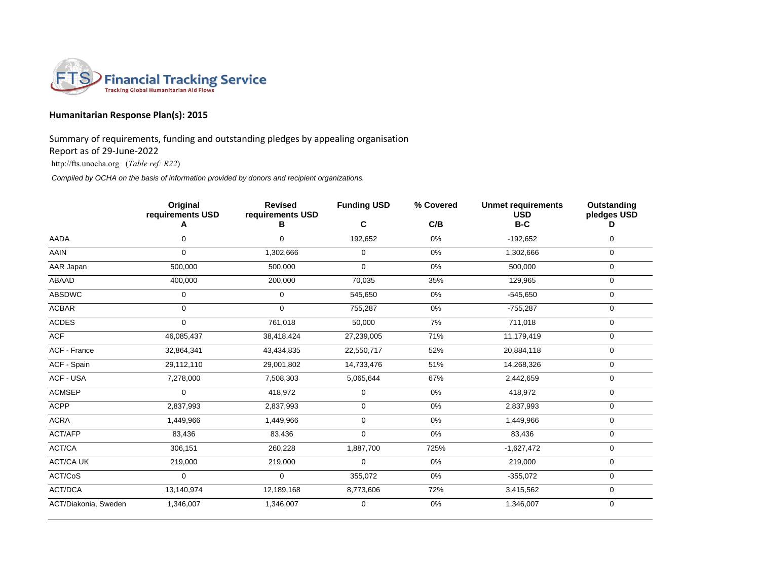FTS Financial Tracking Service
Tracking Global Humanitarian Aid Flows

## Humanitarian Response Plan(s): 2015

Summary of requirements, funding and outstanding pledges by appealing organisation
Report as of 29-June-2022
http://fts.unocha.org (*Table ref: R22*)

*Compiled by OCHA on the basis of information provided by donors and recipient organizations.*

| | Original requirements USD A | Revised requirements USD B | Funding USD C | % Covered C/B | Unmet requirements USD B-C | Outstanding pledges USD D |
|---|---|---|---|---|---|---|
| AADA | 0 | 0 | 192,652 | 0% | -192,652 | 0 |
| AAIN | 0 | 1,302,666 | 0 | 0% | 1,302,666 | 0 |
| AAR Japan | 500,000 | 500,000 | 0 | 0% | 500,000 | 0 |
| ABAAD | 400,000 | 200,000 | 70,035 | 35% | 129,965 | 0 |
| ABSDWC | 0 | 0 | 545,650 | 0% | -545,650 | 0 |
| ACBAR | 0 | 0 | 755,287 | 0% | -755,287 | 0 |
| ACDES | 0 | 761,018 | 50,000 | 7% | 711,018 | 0 |
| ACF | 46,085,437 | 38,418,424 | 27,239,005 | 71% | 11,179,419 | 0 |
| ACF - France | 32,864,341 | 43,434,835 | 22,550,717 | 52% | 20,884,118 | 0 |
| ACF - Spain | 29,112,110 | 29,001,802 | 14,733,476 | 51% | 14,268,326 | 0 |
| ACF - USA | 7,278,000 | 7,508,303 | 5,065,644 | 67% | 2,442,659 | 0 |
| ACMSEP | 0 | 418,972 | 0 | 0% | 418,972 | 0 |
| ACPP | 2,837,993 | 2,837,993 | 0 | 0% | 2,837,993 | 0 |
| ACRA | 1,449,966 | 1,449,966 | 0 | 0% | 1,449,966 | 0 |
| ACT/AFP | 83,436 | 83,436 | 0 | 0% | 83,436 | 0 |
| ACT/CA | 306,151 | 260,228 | 1,887,700 | 725% | -1,627,472 | 0 |
| ACT/CA UK | 219,000 | 219,000 | 0 | 0% | 219,000 | 0 |
| ACT/CoS | 0 | 0 | 355,072 | 0% | -355,072 | 0 |
| ACT/DCA | 13,140,974 | 12,189,168 | 8,773,606 | 72% | 3,415,562 | 0 |
| ACT/Diakonia, Sweden | 1,346,007 | 1,346,007 | 0 | 0% | 1,346,007 | 0 |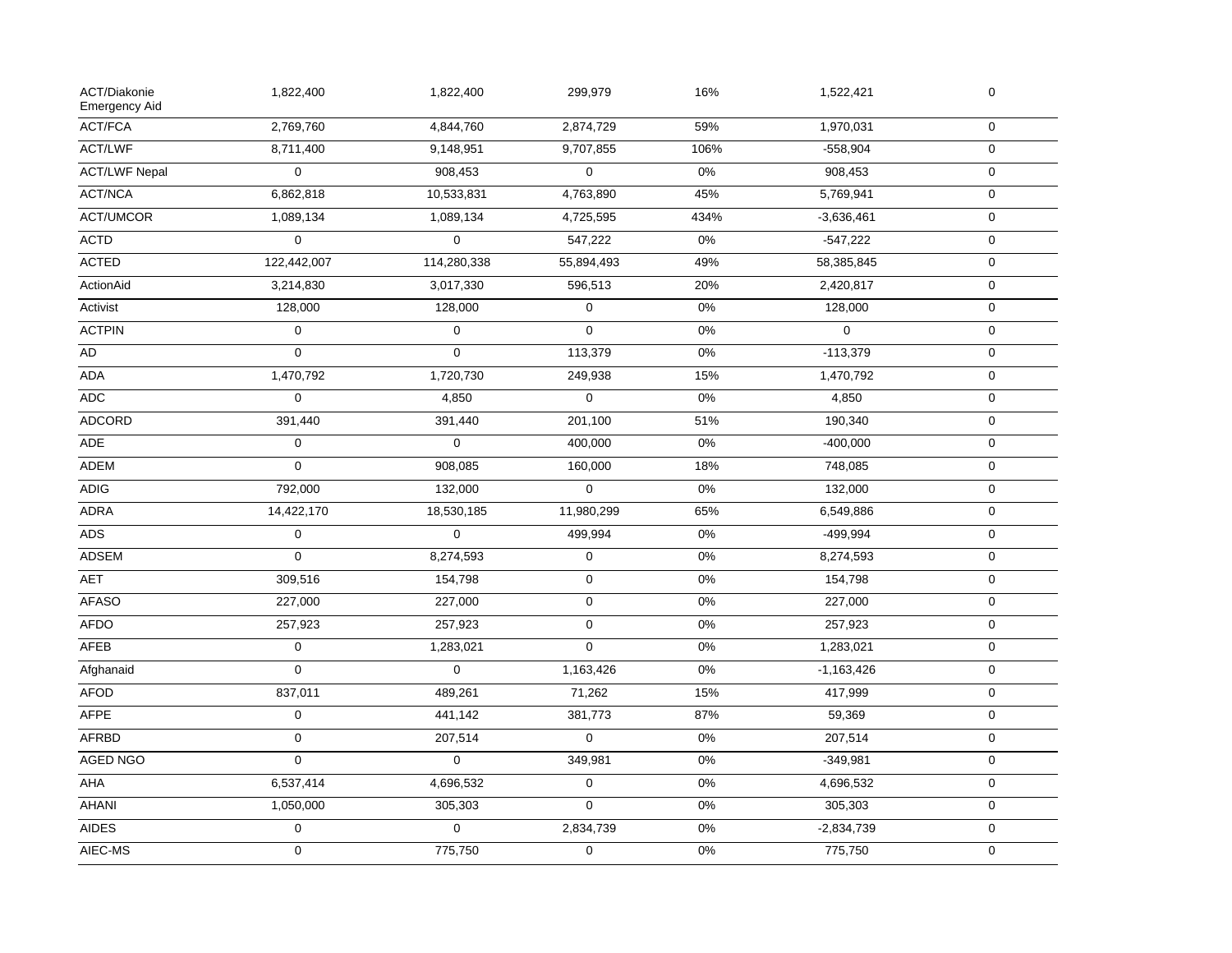| | | | | | | |
|---|---|---|---|---|---|---|
| ACT/Diakonie Emergency Aid | 1,822,400 | 1,822,400 | 299,979 | 16% | 1,522,421 | 0 |
| ACT/FCA | 2,769,760 | 4,844,760 | 2,874,729 | 59% | 1,970,031 | 0 |
| ACT/LWF | 8,711,400 | 9,148,951 | 9,707,855 | 106% | -558,904 | 0 |
| ACT/LWF Nepal | 0 | 908,453 | 0 | 0% | 908,453 | 0 |
| ACT/NCA | 6,862,818 | 10,533,831 | 4,763,890 | 45% | 5,769,941 | 0 |
| ACT/UMCOR | 1,089,134 | 1,089,134 | 4,725,595 | 434% | -3,636,461 | 0 |
| ACTD | 0 | 0 | 547,222 | 0% | -547,222 | 0 |
| ACTED | 122,442,007 | 114,280,338 | 55,894,493 | 49% | 58,385,845 | 0 |
| ActionAid | 3,214,830 | 3,017,330 | 596,513 | 20% | 2,420,817 | 0 |
| Activist | 128,000 | 128,000 | 0 | 0% | 128,000 | 0 |
| ACTPIN | 0 | 0 | 0 | 0% | 0 | 0 |
| AD | 0 | 0 | 113,379 | 0% | -113,379 | 0 |
| ADA | 1,470,792 | 1,720,730 | 249,938 | 15% | 1,470,792 | 0 |
| ADC | 0 | 4,850 | 0 | 0% | 4,850 | 0 |
| ADCORD | 391,440 | 391,440 | 201,100 | 51% | 190,340 | 0 |
| ADE | 0 | 0 | 400,000 | 0% | -400,000 | 0 |
| ADEM | 0 | 908,085 | 160,000 | 18% | 748,085 | 0 |
| ADIG | 792,000 | 132,000 | 0 | 0% | 132,000 | 0 |
| ADRA | 14,422,170 | 18,530,185 | 11,980,299 | 65% | 6,549,886 | 0 |
| ADS | 0 | 0 | 499,994 | 0% | -499,994 | 0 |
| ADSEM | 0 | 8,274,593 | 0 | 0% | 8,274,593 | 0 |
| AET | 309,516 | 154,798 | 0 | 0% | 154,798 | 0 |
| AFASO | 227,000 | 227,000 | 0 | 0% | 227,000 | 0 |
| AFDO | 257,923 | 257,923 | 0 | 0% | 257,923 | 0 |
| AFEB | 0 | 1,283,021 | 0 | 0% | 1,283,021 | 0 |
| Afghanaid | 0 | 0 | 1,163,426 | 0% | -1,163,426 | 0 |
| AFOD | 837,011 | 489,261 | 71,262 | 15% | 417,999 | 0 |
| AFPE | 0 | 441,142 | 381,773 | 87% | 59,369 | 0 |
| AFRBD | 0 | 207,514 | 0 | 0% | 207,514 | 0 |
| AGED NGO | 0 | 0 | 349,981 | 0% | -349,981 | 0 |
| AHA | 6,537,414 | 4,696,532 | 0 | 0% | 4,696,532 | 0 |
| AHANI | 1,050,000 | 305,303 | 0 | 0% | 305,303 | 0 |
| AIDES | 0 | 0 | 2,834,739 | 0% | -2,834,739 | 0 |
| AIEC-MS | 0 | 775,750 | 0 | 0% | 775,750 | 0 |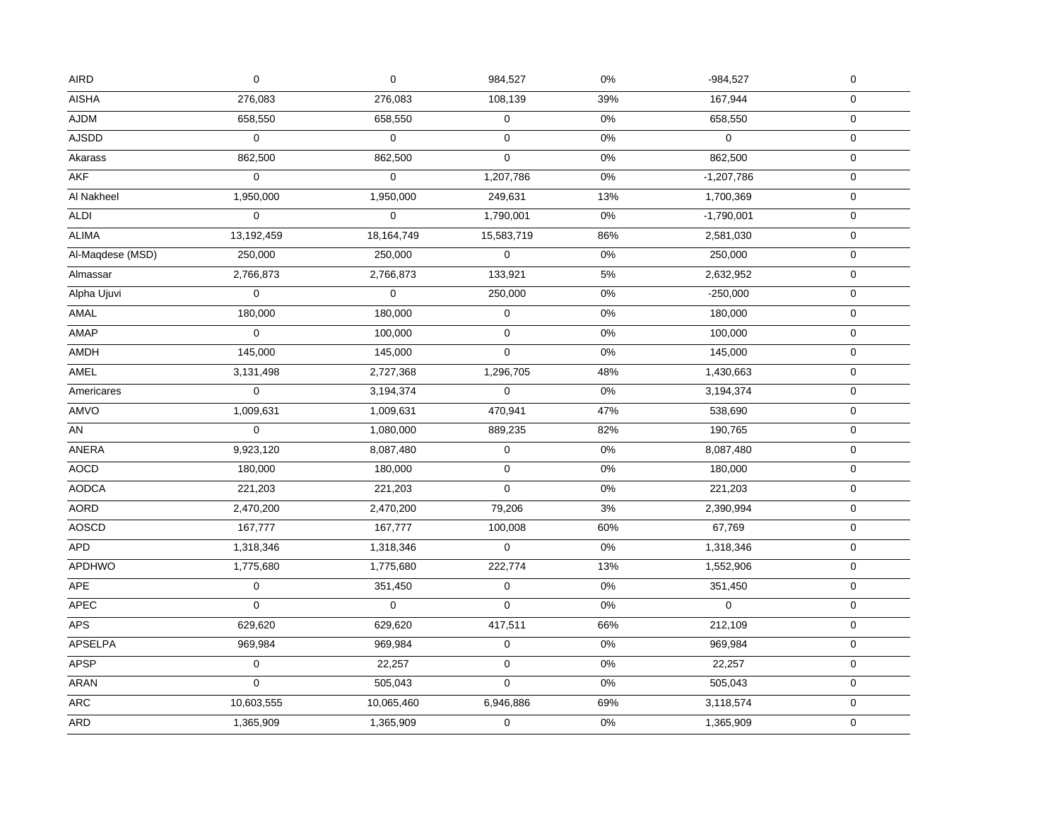| | | | | | | |
|---|---|---|---|---|---|---|
| AIRD | 0 | 0 | 984,527 | 0% | -984,527 | 0 |
| AISHA | 276,083 | 276,083 | 108,139 | 39% | 167,944 | 0 |
| AJDM | 658,550 | 658,550 | 0 | 0% | 658,550 | 0 |
| AJSDD | 0 | 0 | 0 | 0% | 0 | 0 |
| Akarass | 862,500 | 862,500 | 0 | 0% | 862,500 | 0 |
| AKF | 0 | 0 | 1,207,786 | 0% | -1,207,786 | 0 |
| Al Nakheel | 1,950,000 | 1,950,000 | 249,631 | 13% | 1,700,369 | 0 |
| ALDI | 0 | 0 | 1,790,001 | 0% | -1,790,001 | 0 |
| ALIMA | 13,192,459 | 18,164,749 | 15,583,719 | 86% | 2,581,030 | 0 |
| Al-Maqdese (MSD) | 250,000 | 250,000 | 0 | 0% | 250,000 | 0 |
| Almassar | 2,766,873 | 2,766,873 | 133,921 | 5% | 2,632,952 | 0 |
| Alpha Ujuvi | 0 | 0 | 250,000 | 0% | -250,000 | 0 |
| AMAL | 180,000 | 180,000 | 0 | 0% | 180,000 | 0 |
| AMAP | 0 | 100,000 | 0 | 0% | 100,000 | 0 |
| AMDH | 145,000 | 145,000 | 0 | 0% | 145,000 | 0 |
| AMEL | 3,131,498 | 2,727,368 | 1,296,705 | 48% | 1,430,663 | 0 |
| Americares | 0 | 3,194,374 | 0 | 0% | 3,194,374 | 0 |
| AMVO | 1,009,631 | 1,009,631 | 470,941 | 47% | 538,690 | 0 |
| AN | 0 | 1,080,000 | 889,235 | 82% | 190,765 | 0 |
| ANERA | 9,923,120 | 8,087,480 | 0 | 0% | 8,087,480 | 0 |
| AOCD | 180,000 | 180,000 | 0 | 0% | 180,000 | 0 |
| AODCA | 221,203 | 221,203 | 0 | 0% | 221,203 | 0 |
| AORD | 2,470,200 | 2,470,200 | 79,206 | 3% | 2,390,994 | 0 |
| AOSCD | 167,777 | 167,777 | 100,008 | 60% | 67,769 | 0 |
| APD | 1,318,346 | 1,318,346 | 0 | 0% | 1,318,346 | 0 |
| APDHWO | 1,775,680 | 1,775,680 | 222,774 | 13% | 1,552,906 | 0 |
| APE | 0 | 351,450 | 0 | 0% | 351,450 | 0 |
| APEC | 0 | 0 | 0 | 0% | 0 | 0 |
| APS | 629,620 | 629,620 | 417,511 | 66% | 212,109 | 0 |
| APSELPA | 969,984 | 969,984 | 0 | 0% | 969,984 | 0 |
| APSP | 0 | 22,257 | 0 | 0% | 22,257 | 0 |
| ARAN | 0 | 505,043 | 0 | 0% | 505,043 | 0 |
| ARC | 10,603,555 | 10,065,460 | 6,946,886 | 69% | 3,118,574 | 0 |
| ARD | 1,365,909 | 1,365,909 | 0 | 0% | 1,365,909 | 0 |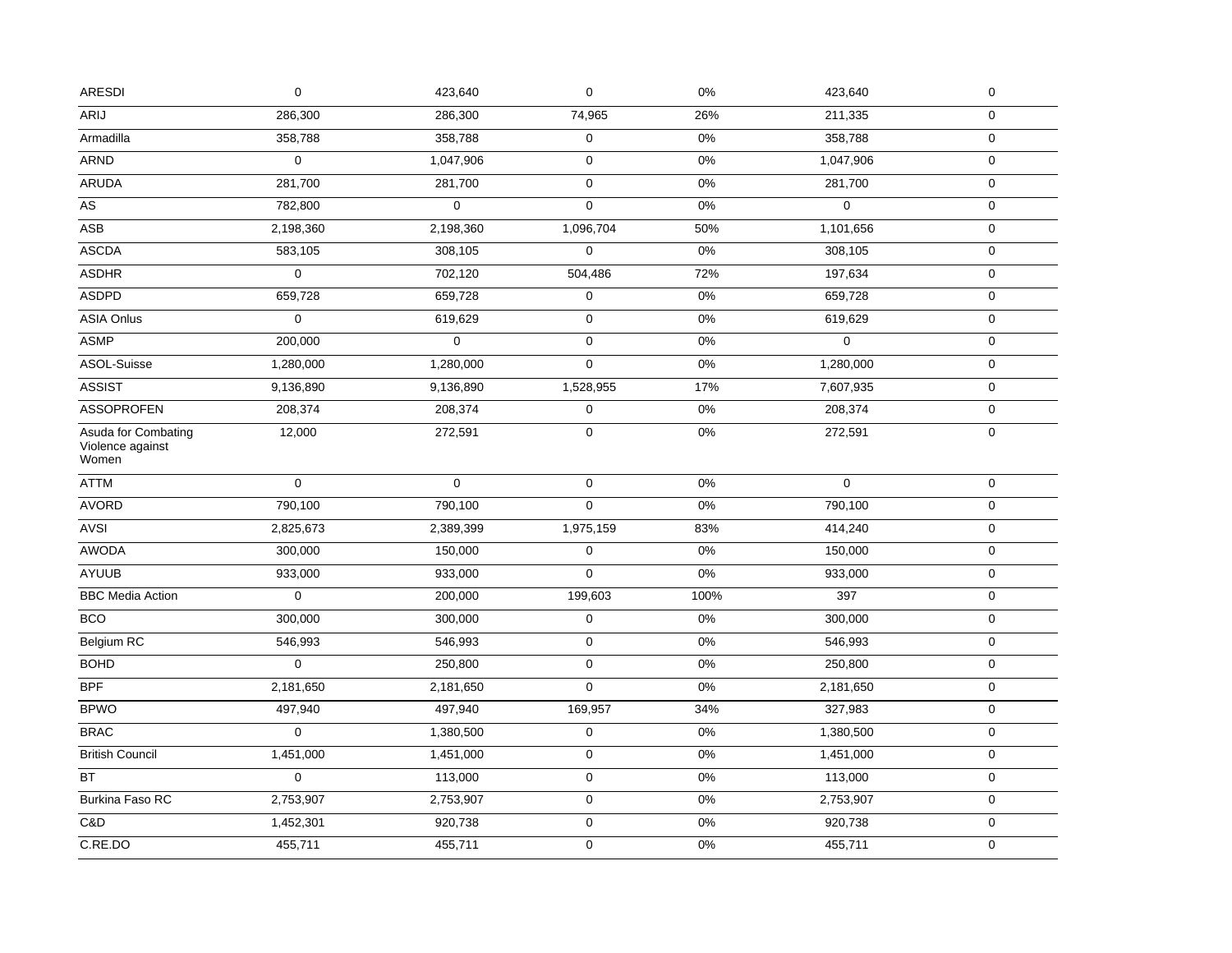| | | | | | | |
|---|---|---|---|---|---|---|
| ARESDI | 0 | 423,640 | 0 | 0% | 423,640 | 0 |
| ARIJ | 286,300 | 286,300 | 74,965 | 26% | 211,335 | 0 |
| Armadilla | 358,788 | 358,788 | 0 | 0% | 358,788 | 0 |
| ARND | 0 | 1,047,906 | 0 | 0% | 1,047,906 | 0 |
| ARUDA | 281,700 | 281,700 | 0 | 0% | 281,700 | 0 |
| AS | 782,800 | 0 | 0 | 0% | 0 | 0 |
| ASB | 2,198,360 | 2,198,360 | 1,096,704 | 50% | 1,101,656 | 0 |
| ASCDA | 583,105 | 308,105 | 0 | 0% | 308,105 | 0 |
| ASDHR | 0 | 702,120 | 504,486 | 72% | 197,634 | 0 |
| ASDPD | 659,728 | 659,728 | 0 | 0% | 659,728 | 0 |
| ASIA Onlus | 0 | 619,629 | 0 | 0% | 619,629 | 0 |
| ASMP | 200,000 | 0 | 0 | 0% | 0 | 0 |
| ASOL-Suisse | 1,280,000 | 1,280,000 | 0 | 0% | 1,280,000 | 0 |
| ASSIST | 9,136,890 | 9,136,890 | 1,528,955 | 17% | 7,607,935 | 0 |
| ASSOPROFEN | 208,374 | 208,374 | 0 | 0% | 208,374 | 0 |
| Asuda for Combating Violence against Women | 12,000 | 272,591 | 0 | 0% | 272,591 | 0 |
| ATTM | 0 | 0 | 0 | 0% | 0 | 0 |
| AVORD | 790,100 | 790,100 | 0 | 0% | 790,100 | 0 |
| AVSI | 2,825,673 | 2,389,399 | 1,975,159 | 83% | 414,240 | 0 |
| AWODA | 300,000 | 150,000 | 0 | 0% | 150,000 | 0 |
| AYUUB | 933,000 | 933,000 | 0 | 0% | 933,000 | 0 |
| BBC Media Action | 0 | 200,000 | 199,603 | 100% | 397 | 0 |
| BCO | 300,000 | 300,000 | 0 | 0% | 300,000 | 0 |
| Belgium RC | 546,993 | 546,993 | 0 | 0% | 546,993 | 0 |
| BOHD | 0 | 250,800 | 0 | 0% | 250,800 | 0 |
| BPF | 2,181,650 | 2,181,650 | 0 | 0% | 2,181,650 | 0 |
| BPWO | 497,940 | 497,940 | 169,957 | 34% | 327,983 | 0 |
| BRAC | 0 | 1,380,500 | 0 | 0% | 1,380,500 | 0 |
| British Council | 1,451,000 | 1,451,000 | 0 | 0% | 1,451,000 | 0 |
| BT | 0 | 113,000 | 0 | 0% | 113,000 | 0 |
| Burkina Faso RC | 2,753,907 | 2,753,907 | 0 | 0% | 2,753,907 | 0 |
| C&D | 1,452,301 | 920,738 | 0 | 0% | 920,738 | 0 |
| C.RE.DO | 455,711 | 455,711 | 0 | 0% | 455,711 | 0 |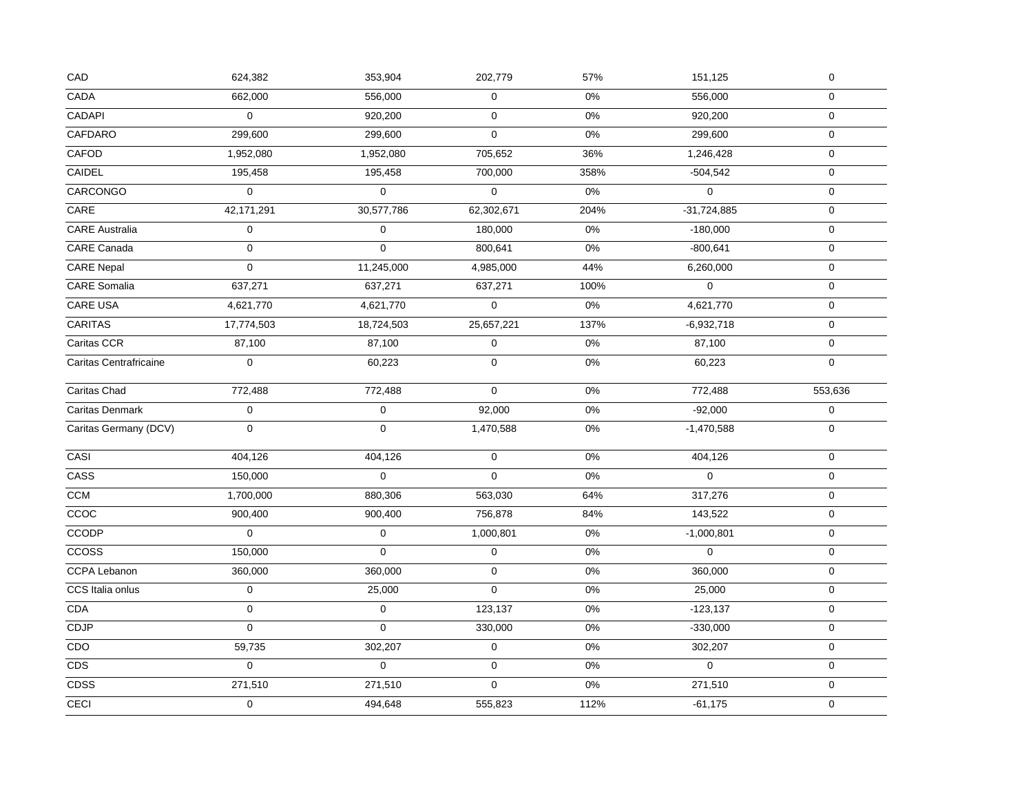| | | | | | | |
|---|---|---|---|---|---|---|
| CAD | 624,382 | 353,904 | 202,779 | 57% | 151,125 | 0 |
| CADA | 662,000 | 556,000 | 0 | 0% | 556,000 | 0 |
| CADAPI | 0 | 920,200 | 0 | 0% | 920,200 | 0 |
| CAFDARO | 299,600 | 299,600 | 0 | 0% | 299,600 | 0 |
| CAFOD | 1,952,080 | 1,952,080 | 705,652 | 36% | 1,246,428 | 0 |
| CAIDEL | 195,458 | 195,458 | 700,000 | 358% | -504,542 | 0 |
| CARCONGO | 0 | 0 | 0 | 0% | 0 | 0 |
| CARE | 42,171,291 | 30,577,786 | 62,302,671 | 204% | -31,724,885 | 0 |
| CARE Australia | 0 | 0 | 180,000 | 0% | -180,000 | 0 |
| CARE Canada | 0 | 0 | 800,641 | 0% | -800,641 | 0 |
| CARE Nepal | 0 | 11,245,000 | 4,985,000 | 44% | 6,260,000 | 0 |
| CARE Somalia | 637,271 | 637,271 | 637,271 | 100% | 0 | 0 |
| CARE USA | 4,621,770 | 4,621,770 | 0 | 0% | 4,621,770 | 0 |
| CARITAS | 17,774,503 | 18,724,503 | 25,657,221 | 137% | -6,932,718 | 0 |
| Caritas CCR | 87,100 | 87,100 | 0 | 0% | 87,100 | 0 |
| Caritas Centrafricaine | 0 | 60,223 | 0 | 0% | 60,223 | 0 |
| Caritas Chad | 772,488 | 772,488 | 0 | 0% | 772,488 | 553,636 |
| Caritas Denmark | 0 | 0 | 92,000 | 0% | -92,000 | 0 |
| Caritas Germany (DCV) | 0 | 0 | 1,470,588 | 0% | -1,470,588 | 0 |
| CASI | 404,126 | 404,126 | 0 | 0% | 404,126 | 0 |
| CASS | 150,000 | 0 | 0 | 0% | 0 | 0 |
| CCM | 1,700,000 | 880,306 | 563,030 | 64% | 317,276 | 0 |
| CCOC | 900,400 | 900,400 | 756,878 | 84% | 143,522 | 0 |
| CCODP | 0 | 0 | 1,000,801 | 0% | -1,000,801 | 0 |
| CCOSS | 150,000 | 0 | 0 | 0% | 0 | 0 |
| CCPA Lebanon | 360,000 | 360,000 | 0 | 0% | 360,000 | 0 |
| CCS Italia onlus | 0 | 25,000 | 0 | 0% | 25,000 | 0 |
| CDA | 0 | 0 | 123,137 | 0% | -123,137 | 0 |
| CDJP | 0 | 0 | 330,000 | 0% | -330,000 | 0 |
| CDO | 59,735 | 302,207 | 0 | 0% | 302,207 | 0 |
| CDS | 0 | 0 | 0 | 0% | 0 | 0 |
| CDSS | 271,510 | 271,510 | 0 | 0% | 271,510 | 0 |
| CECI | 0 | 494,648 | 555,823 | 112% | -61,175 | 0 |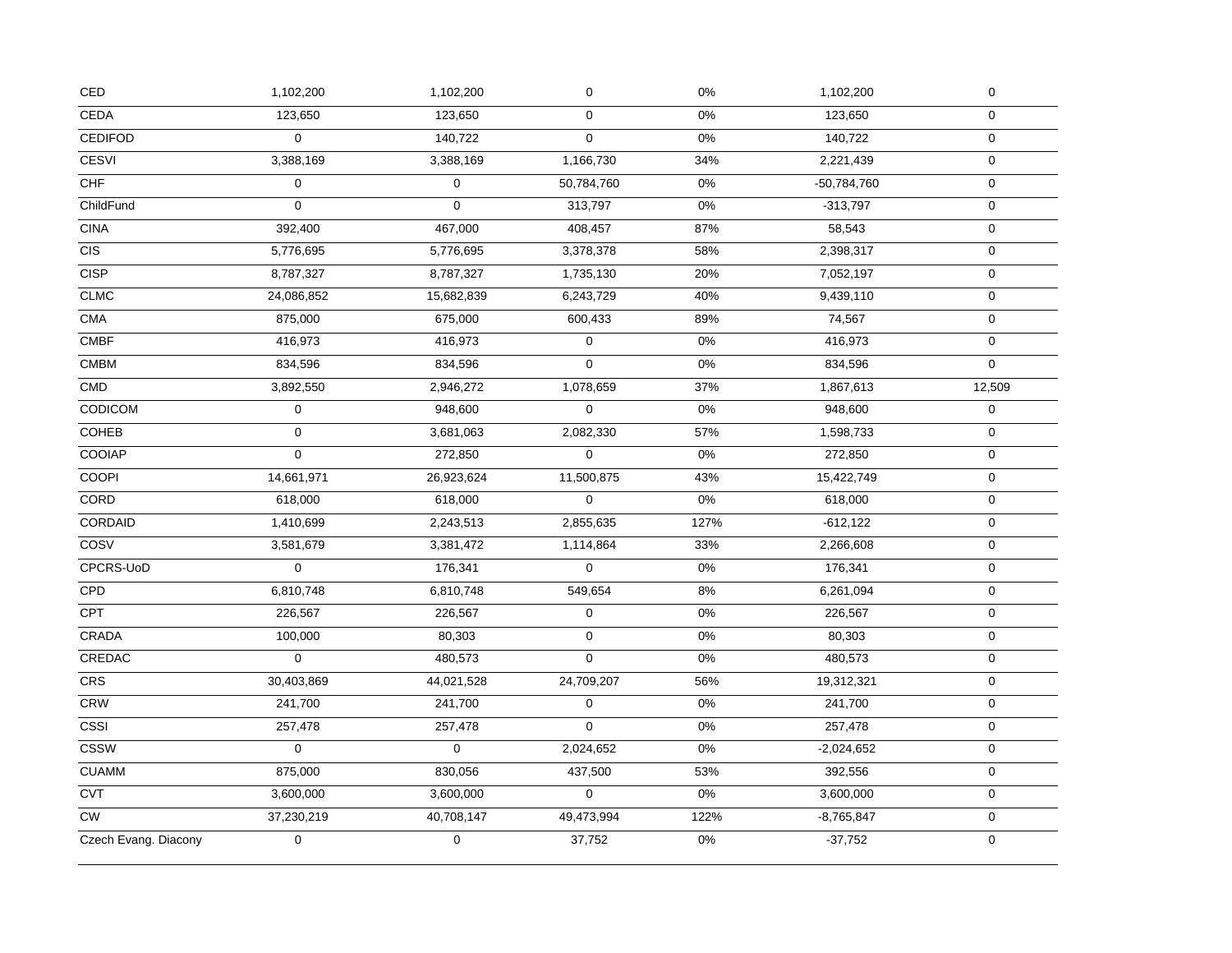| | | | | | | |
|---|---|---|---|---|---|---|
| CED | 1,102,200 | 1,102,200 | 0 | 0% | 1,102,200 | 0 |
| CEDA | 123,650 | 123,650 | 0 | 0% | 123,650 | 0 |
| CEDIFOD | 0 | 140,722 | 0 | 0% | 140,722 | 0 |
| CESVI | 3,388,169 | 3,388,169 | 1,166,730 | 34% | 2,221,439 | 0 |
| CHF | 0 | 0 | 50,784,760 | 0% | -50,784,760 | 0 |
| ChildFund | 0 | 0 | 313,797 | 0% | -313,797 | 0 |
| CINA | 392,400 | 467,000 | 408,457 | 87% | 58,543 | 0 |
| CIS | 5,776,695 | 5,776,695 | 3,378,378 | 58% | 2,398,317 | 0 |
| CISP | 8,787,327 | 8,787,327 | 1,735,130 | 20% | 7,052,197 | 0 |
| CLMC | 24,086,852 | 15,682,839 | 6,243,729 | 40% | 9,439,110 | 0 |
| CMA | 875,000 | 675,000 | 600,433 | 89% | 74,567 | 0 |
| CMBF | 416,973 | 416,973 | 0 | 0% | 416,973 | 0 |
| CMBM | 834,596 | 834,596 | 0 | 0% | 834,596 | 0 |
| CMD | 3,892,550 | 2,946,272 | 1,078,659 | 37% | 1,867,613 | 12,509 |
| CODICOM | 0 | 948,600 | 0 | 0% | 948,600 | 0 |
| COHEB | 0 | 3,681,063 | 2,082,330 | 57% | 1,598,733 | 0 |
| COOIAP | 0 | 272,850 | 0 | 0% | 272,850 | 0 |
| COOPI | 14,661,971 | 26,923,624 | 11,500,875 | 43% | 15,422,749 | 0 |
| CORD | 618,000 | 618,000 | 0 | 0% | 618,000 | 0 |
| CORDAID | 1,410,699 | 2,243,513 | 2,855,635 | 127% | -612,122 | 0 |
| COSV | 3,581,679 | 3,381,472 | 1,114,864 | 33% | 2,266,608 | 0 |
| CPCRS-UoD | 0 | 176,341 | 0 | 0% | 176,341 | 0 |
| CPD | 6,810,748 | 6,810,748 | 549,654 | 8% | 6,261,094 | 0 |
| CPT | 226,567 | 226,567 | 0 | 0% | 226,567 | 0 |
| CRADA | 100,000 | 80,303 | 0 | 0% | 80,303 | 0 |
| CREDAC | 0 | 480,573 | 0 | 0% | 480,573 | 0 |
| CRS | 30,403,869 | 44,021,528 | 24,709,207 | 56% | 19,312,321 | 0 |
| CRW | 241,700 | 241,700 | 0 | 0% | 241,700 | 0 |
| CSSI | 257,478 | 257,478 | 0 | 0% | 257,478 | 0 |
| CSSW | 0 | 0 | 2,024,652 | 0% | -2,024,652 | 0 |
| CUAMM | 875,000 | 830,056 | 437,500 | 53% | 392,556 | 0 |
| CVT | 3,600,000 | 3,600,000 | 0 | 0% | 3,600,000 | 0 |
| CW | 37,230,219 | 40,708,147 | 49,473,994 | 122% | -8,765,847 | 0 |
| Czech Evang. Diacony | 0 | 0 | 37,752 | 0% | -37,752 | 0 |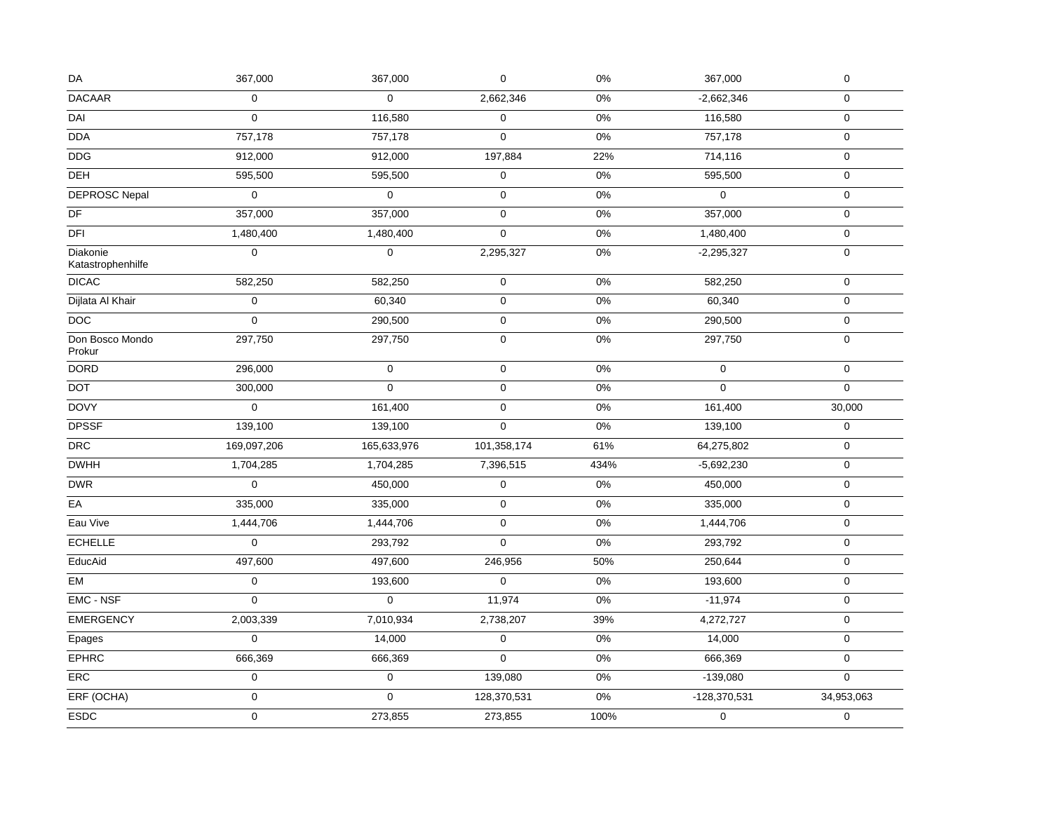| DA | 367,000 | 367,000 | 0 | 0% | 367,000 | 0 |
|---|---|---|---|---|---|---|
| DACAAR | 0 | 0 | 2,662,346 | 0% | -2,662,346 | 0 |
| DAI | 0 | 116,580 | 0 | 0% | 116,580 | 0 |
| DDA | 757,178 | 757,178 | 0 | 0% | 757,178 | 0 |
| DDG | 912,000 | 912,000 | 197,884 | 22% | 714,116 | 0 |
| DEH | 595,500 | 595,500 | 0 | 0% | 595,500 | 0 |
| DEPROSC Nepal | 0 | 0 | 0 | 0% | 0 | 0 |
| DF | 357,000 | 357,000 | 0 | 0% | 357,000 | 0 |
| DFI | 1,480,400 | 1,480,400 | 0 | 0% | 1,480,400 | 0 |
| Diakonie Katastrophenhilfe | 0 | 0 | 2,295,327 | 0% | -2,295,327 | 0 |
| DICAC | 582,250 | 582,250 | 0 | 0% | 582,250 | 0 |
| Dijlata Al Khair | 0 | 60,340 | 0 | 0% | 60,340 | 0 |
| DOC | 0 | 290,500 | 0 | 0% | 290,500 | 0 |
| Don Bosco Mondo Prokur | 297,750 | 297,750 | 0 | 0% | 297,750 | 0 |
| DORD | 296,000 | 0 | 0 | 0% | 0 | 0 |
| DOT | 300,000 | 0 | 0 | 0% | 0 | 0 |
| DOVY | 0 | 161,400 | 0 | 0% | 161,400 | 30,000 |
| DPSSF | 139,100 | 139,100 | 0 | 0% | 139,100 | 0 |
| DRC | 169,097,206 | 165,633,976 | 101,358,174 | 61% | 64,275,802 | 0 |
| DWHH | 1,704,285 | 1,704,285 | 7,396,515 | 434% | -5,692,230 | 0 |
| DWR | 0 | 450,000 | 0 | 0% | 450,000 | 0 |
| EA | 335,000 | 335,000 | 0 | 0% | 335,000 | 0 |
| Eau Vive | 1,444,706 | 1,444,706 | 0 | 0% | 1,444,706 | 0 |
| ECHELLE | 0 | 293,792 | 0 | 0% | 293,792 | 0 |
| EducAid | 497,600 | 497,600 | 246,956 | 50% | 250,644 | 0 |
| EM | 0 | 193,600 | 0 | 0% | 193,600 | 0 |
| EMC - NSF | 0 | 0 | 11,974 | 0% | -11,974 | 0 |
| EMERGENCY | 2,003,339 | 7,010,934 | 2,738,207 | 39% | 4,272,727 | 0 |
| Epages | 0 | 14,000 | 0 | 0% | 14,000 | 0 |
| EPHRC | 666,369 | 666,369 | 0 | 0% | 666,369 | 0 |
| ERC | 0 | 0 | 139,080 | 0% | -139,080 | 0 |
| ERF (OCHA) | 0 | 0 | 128,370,531 | 0% | -128,370,531 | 34,953,063 |
| ESDC | 0 | 273,855 | 273,855 | 100% | 0 | 0 |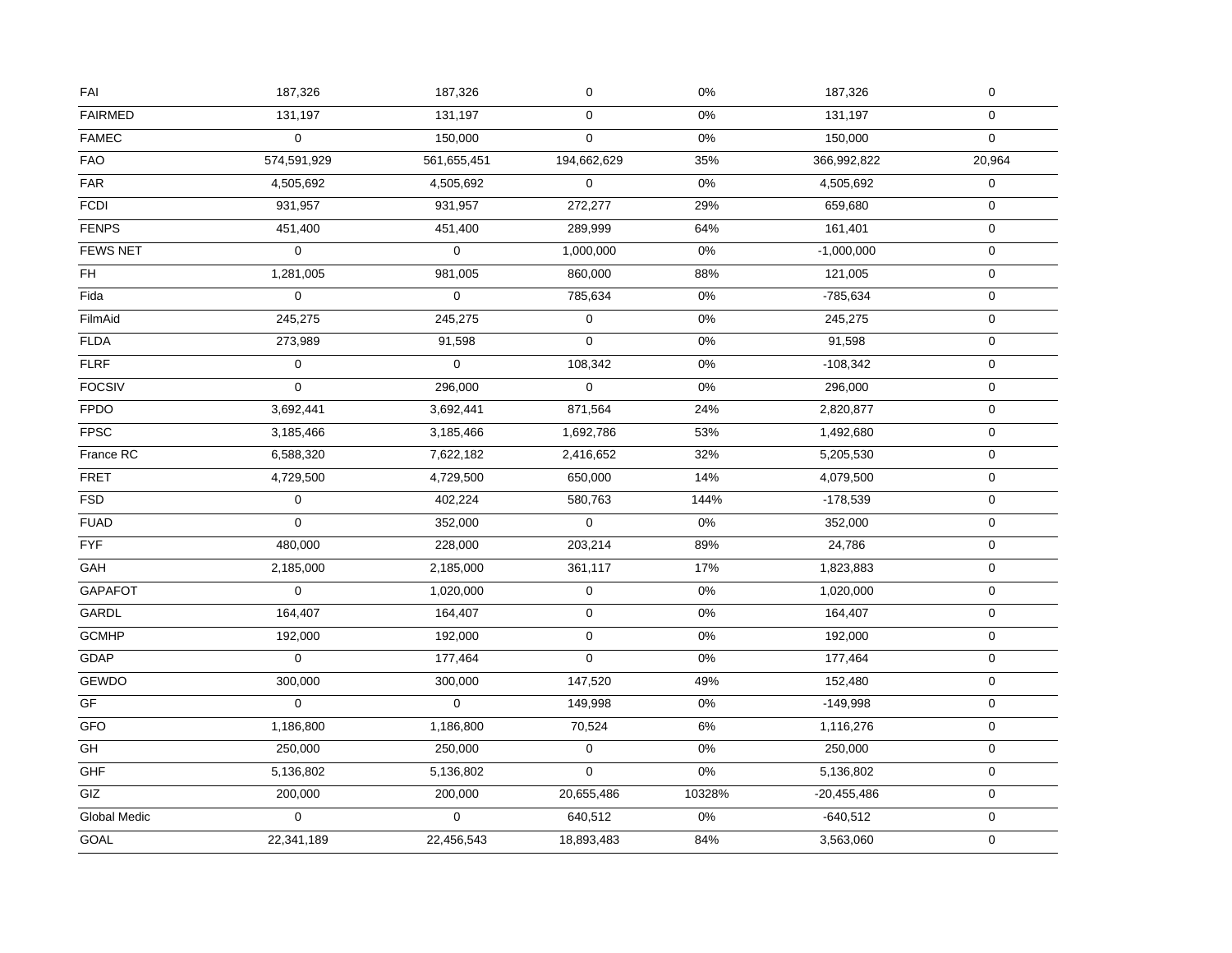| | | | | | | |
|---|---|---|---|---|---|---|
| FAI | 187,326 | 187,326 | 0 | 0% | 187,326 | 0 |
| FAIRMED | 131,197 | 131,197 | 0 | 0% | 131,197 | 0 |
| FAMEC | 0 | 150,000 | 0 | 0% | 150,000 | 0 |
| FAO | 574,591,929 | 561,655,451 | 194,662,629 | 35% | 366,992,822 | 20,964 |
| FAR | 4,505,692 | 4,505,692 | 0 | 0% | 4,505,692 | 0 |
| FCDI | 931,957 | 931,957 | 272,277 | 29% | 659,680 | 0 |
| FENPS | 451,400 | 451,400 | 289,999 | 64% | 161,401 | 0 |
| FEWS NET | 0 | 0 | 1,000,000 | 0% | -1,000,000 | 0 |
| FH | 1,281,005 | 981,005 | 860,000 | 88% | 121,005 | 0 |
| Fida | 0 | 0 | 785,634 | 0% | -785,634 | 0 |
| FilmAid | 245,275 | 245,275 | 0 | 0% | 245,275 | 0 |
| FLDA | 273,989 | 91,598 | 0 | 0% | 91,598 | 0 |
| FLRF | 0 | 0 | 108,342 | 0% | -108,342 | 0 |
| FOCSIV | 0 | 296,000 | 0 | 0% | 296,000 | 0 |
| FPDO | 3,692,441 | 3,692,441 | 871,564 | 24% | 2,820,877 | 0 |
| FPSC | 3,185,466 | 3,185,466 | 1,692,786 | 53% | 1,492,680 | 0 |
| France RC | 6,588,320 | 7,622,182 | 2,416,652 | 32% | 5,205,530 | 0 |
| FRET | 4,729,500 | 4,729,500 | 650,000 | 14% | 4,079,500 | 0 |
| FSD | 0 | 402,224 | 580,763 | 144% | -178,539 | 0 |
| FUAD | 0 | 352,000 | 0 | 0% | 352,000 | 0 |
| FYF | 480,000 | 228,000 | 203,214 | 89% | 24,786 | 0 |
| GAH | 2,185,000 | 2,185,000 | 361,117 | 17% | 1,823,883 | 0 |
| GAPAFOT | 0 | 1,020,000 | 0 | 0% | 1,020,000 | 0 |
| GARDL | 164,407 | 164,407 | 0 | 0% | 164,407 | 0 |
| GCMHP | 192,000 | 192,000 | 0 | 0% | 192,000 | 0 |
| GDAP | 0 | 177,464 | 0 | 0% | 177,464 | 0 |
| GEWDO | 300,000 | 300,000 | 147,520 | 49% | 152,480 | 0 |
| GF | 0 | 0 | 149,998 | 0% | -149,998 | 0 |
| GFO | 1,186,800 | 1,186,800 | 70,524 | 6% | 1,116,276 | 0 |
| GH | 250,000 | 250,000 | 0 | 0% | 250,000 | 0 |
| GHF | 5,136,802 | 5,136,802 | 0 | 0% | 5,136,802 | 0 |
| GIZ | 200,000 | 200,000 | 20,655,486 | 10328% | -20,455,486 | 0 |
| Global Medic | 0 | 0 | 640,512 | 0% | -640,512 | 0 |
| GOAL | 22,341,189 | 22,456,543 | 18,893,483 | 84% | 3,563,060 | 0 |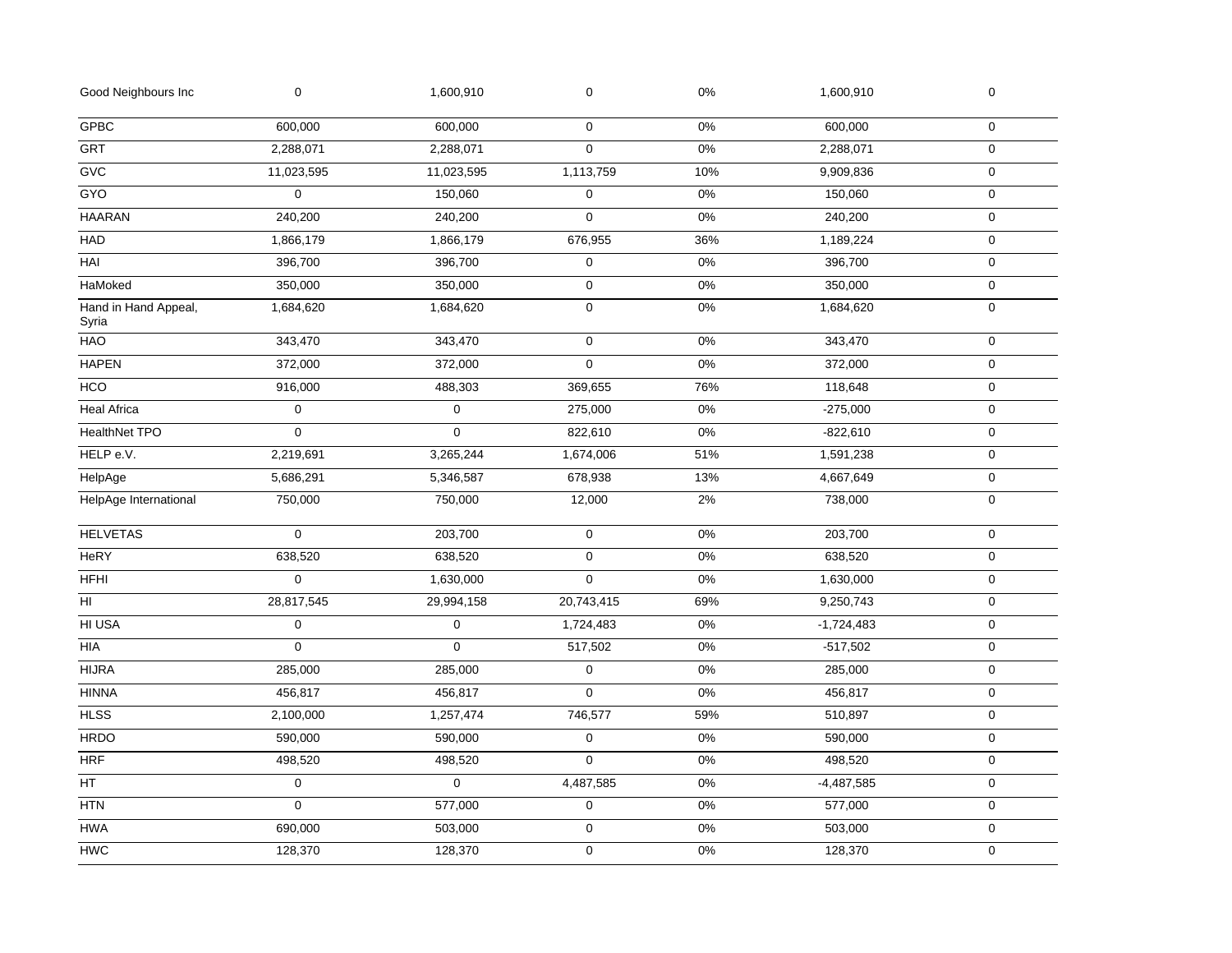| | | | | | | |
|---|---|---|---|---|---|---|
| Good Neighbours Inc | 0 | 1,600,910 | 0 | 0% | 1,600,910 | 0 |
| GPBC | 600,000 | 600,000 | 0 | 0% | 600,000 | 0 |
| GRT | 2,288,071 | 2,288,071 | 0 | 0% | 2,288,071 | 0 |
| GVC | 11,023,595 | 11,023,595 | 1,113,759 | 10% | 9,909,836 | 0 |
| GYO | 0 | 150,060 | 0 | 0% | 150,060 | 0 |
| HAARAN | 240,200 | 240,200 | 0 | 0% | 240,200 | 0 |
| HAD | 1,866,179 | 1,866,179 | 676,955 | 36% | 1,189,224 | 0 |
| HAI | 396,700 | 396,700 | 0 | 0% | 396,700 | 0 |
| HaMoked | 350,000 | 350,000 | 0 | 0% | 350,000 | 0 |
| Hand in Hand Appeal, Syria | 1,684,620 | 1,684,620 | 0 | 0% | 1,684,620 | 0 |
| HAO | 343,470 | 343,470 | 0 | 0% | 343,470 | 0 |
| HAPEN | 372,000 | 372,000 | 0 | 0% | 372,000 | 0 |
| HCO | 916,000 | 488,303 | 369,655 | 76% | 118,648 | 0 |
| Heal Africa | 0 | 0 | 275,000 | 0% | -275,000 | 0 |
| HealthNet TPO | 0 | 0 | 822,610 | 0% | -822,610 | 0 |
| HELP e.V. | 2,219,691 | 3,265,244 | 1,674,006 | 51% | 1,591,238 | 0 |
| HelpAge | 5,686,291 | 5,346,587 | 678,938 | 13% | 4,667,649 | 0 |
| HelpAge International | 750,000 | 750,000 | 12,000 | 2% | 738,000 | 0 |
| HELVETAS | 0 | 203,700 | 0 | 0% | 203,700 | 0 |
| HeRY | 638,520 | 638,520 | 0 | 0% | 638,520 | 0 |
| HFHI | 0 | 1,630,000 | 0 | 0% | 1,630,000 | 0 |
| HI | 28,817,545 | 29,994,158 | 20,743,415 | 69% | 9,250,743 | 0 |
| HI USA | 0 | 0 | 1,724,483 | 0% | -1,724,483 | 0 |
| HIA | 0 | 0 | 517,502 | 0% | -517,502 | 0 |
| HIJRA | 285,000 | 285,000 | 0 | 0% | 285,000 | 0 |
| HINNA | 456,817 | 456,817 | 0 | 0% | 456,817 | 0 |
| HLSS | 2,100,000 | 1,257,474 | 746,577 | 59% | 510,897 | 0 |
| HRDO | 590,000 | 590,000 | 0 | 0% | 590,000 | 0 |
| HRF | 498,520 | 498,520 | 0 | 0% | 498,520 | 0 |
| HT | 0 | 0 | 4,487,585 | 0% | -4,487,585 | 0 |
| HTN | 0 | 577,000 | 0 | 0% | 577,000 | 0 |
| HWA | 690,000 | 503,000 | 0 | 0% | 503,000 | 0 |
| HWC | 128,370 | 128,370 | 0 | 0% | 128,370 | 0 |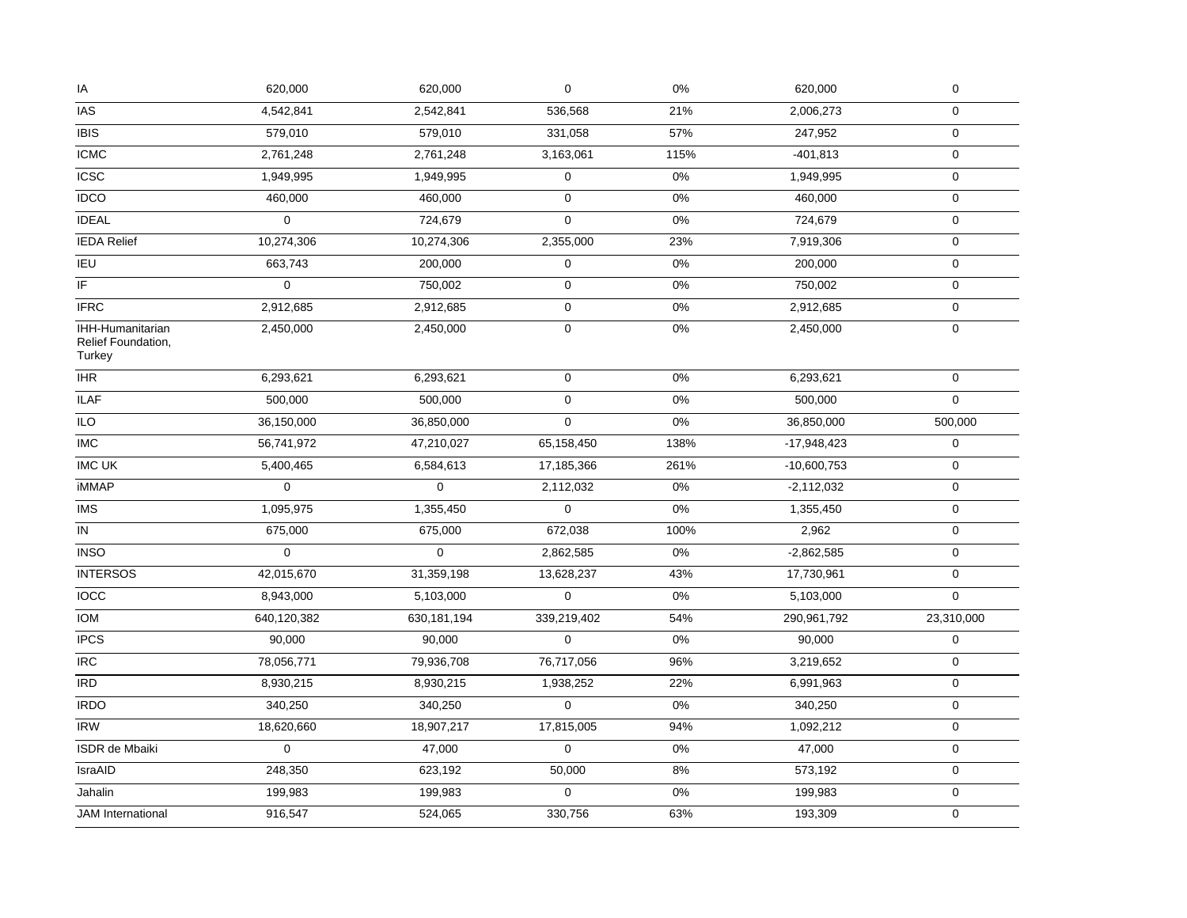| | | | | | | |
|---|---|---|---|---|---|---|
| IA | 620,000 | 620,000 | 0 | 0% | 620,000 | 0 |
| IAS | 4,542,841 | 2,542,841 | 536,568 | 21% | 2,006,273 | 0 |
| IBIS | 579,010 | 579,010 | 331,058 | 57% | 247,952 | 0 |
| ICMC | 2,761,248 | 2,761,248 | 3,163,061 | 115% | -401,813 | 0 |
| ICSC | 1,949,995 | 1,949,995 | 0 | 0% | 1,949,995 | 0 |
| IDCO | 460,000 | 460,000 | 0 | 0% | 460,000 | 0 |
| IDEAL | 0 | 724,679 | 0 | 0% | 724,679 | 0 |
| IEDA Relief | 10,274,306 | 10,274,306 | 2,355,000 | 23% | 7,919,306 | 0 |
| IEU | 663,743 | 200,000 | 0 | 0% | 200,000 | 0 |
| IF | 0 | 750,002 | 0 | 0% | 750,002 | 0 |
| IFRC | 2,912,685 | 2,912,685 | 0 | 0% | 2,912,685 | 0 |
| IHH-Humanitarian Relief Foundation, Turkey | 2,450,000 | 2,450,000 | 0 | 0% | 2,450,000 | 0 |
| IHR | 6,293,621 | 6,293,621 | 0 | 0% | 6,293,621 | 0 |
| ILAF | 500,000 | 500,000 | 0 | 0% | 500,000 | 0 |
| ILO | 36,150,000 | 36,850,000 | 0 | 0% | 36,850,000 | 500,000 |
| IMC | 56,741,972 | 47,210,027 | 65,158,450 | 138% | -17,948,423 | 0 |
| IMC UK | 5,400,465 | 6,584,613 | 17,185,366 | 261% | -10,600,753 | 0 |
| iMMAP | 0 | 0 | 2,112,032 | 0% | -2,112,032 | 0 |
| IMS | 1,095,975 | 1,355,450 | 0 | 0% | 1,355,450 | 0 |
| IN | 675,000 | 675,000 | 672,038 | 100% | 2,962 | 0 |
| INSO | 0 | 0 | 2,862,585 | 0% | -2,862,585 | 0 |
| INTERSOS | 42,015,670 | 31,359,198 | 13,628,237 | 43% | 17,730,961 | 0 |
| IOCC | 8,943,000 | 5,103,000 | 0 | 0% | 5,103,000 | 0 |
| IOM | 640,120,382 | 630,181,194 | 339,219,402 | 54% | 290,961,792 | 23,310,000 |
| IPCS | 90,000 | 90,000 | 0 | 0% | 90,000 | 0 |
| IRC | 78,056,771 | 79,936,708 | 76,717,056 | 96% | 3,219,652 | 0 |
| IRD | 8,930,215 | 8,930,215 | 1,938,252 | 22% | 6,991,963 | 0 |
| IRDO | 340,250 | 340,250 | 0 | 0% | 340,250 | 0 |
| IRW | 18,620,660 | 18,907,217 | 17,815,005 | 94% | 1,092,212 | 0 |
| ISDR de Mbaiki | 0 | 47,000 | 0 | 0% | 47,000 | 0 |
| IsraAID | 248,350 | 623,192 | 50,000 | 8% | 573,192 | 0 |
| Jahalin | 199,983 | 199,983 | 0 | 0% | 199,983 | 0 |
| JAM International | 916,547 | 524,065 | 330,756 | 63% | 193,309 | 0 |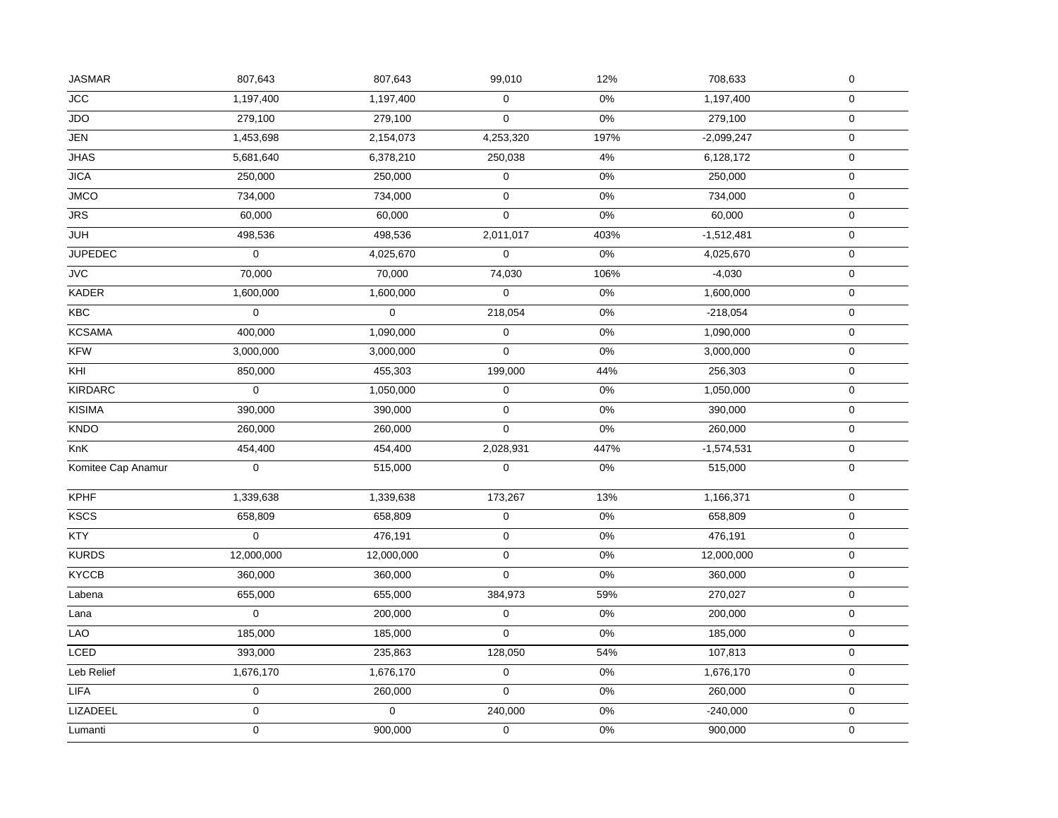| | | | | | | |
|---|---|---|---|---|---|---|
| JASMAR | 807,643 | 807,643 | 99,010 | 12% | 708,633 | 0 |
| JCC | 1,197,400 | 1,197,400 | 0 | 0% | 1,197,400 | 0 |
| JDO | 279,100 | 279,100 | 0 | 0% | 279,100 | 0 |
| JEN | 1,453,698 | 2,154,073 | 4,253,320 | 197% | -2,099,247 | 0 |
| JHAS | 5,681,640 | 6,378,210 | 250,038 | 4% | 6,128,172 | 0 |
| JICA | 250,000 | 250,000 | 0 | 0% | 250,000 | 0 |
| JMCO | 734,000 | 734,000 | 0 | 0% | 734,000 | 0 |
| JRS | 60,000 | 60,000 | 0 | 0% | 60,000 | 0 |
| JUH | 498,536 | 498,536 | 2,011,017 | 403% | -1,512,481 | 0 |
| JUPEDEC | 0 | 4,025,670 | 0 | 0% | 4,025,670 | 0 |
| JVC | 70,000 | 70,000 | 74,030 | 106% | -4,030 | 0 |
| KADER | 1,600,000 | 1,600,000 | 0 | 0% | 1,600,000 | 0 |
| KBC | 0 | 0 | 218,054 | 0% | -218,054 | 0 |
| KCSAMA | 400,000 | 1,090,000 | 0 | 0% | 1,090,000 | 0 |
| KFW | 3,000,000 | 3,000,000 | 0 | 0% | 3,000,000 | 0 |
| KHI | 850,000 | 455,303 | 199,000 | 44% | 256,303 | 0 |
| KIRDARC | 0 | 1,050,000 | 0 | 0% | 1,050,000 | 0 |
| KISIMA | 390,000 | 390,000 | 0 | 0% | 390,000 | 0 |
| KNDO | 260,000 | 260,000 | 0 | 0% | 260,000 | 0 |
| KnK | 454,400 | 454,400 | 2,028,931 | 447% | -1,574,531 | 0 |
| Komitee Cap Anamur | 0 | 515,000 | 0 | 0% | 515,000 | 0 |
| KPHF | 1,339,638 | 1,339,638 | 173,267 | 13% | 1,166,371 | 0 |
| KSCS | 658,809 | 658,809 | 0 | 0% | 658,809 | 0 |
| KTY | 0 | 476,191 | 0 | 0% | 476,191 | 0 |
| KURDS | 12,000,000 | 12,000,000 | 0 | 0% | 12,000,000 | 0 |
| KYCCB | 360,000 | 360,000 | 0 | 0% | 360,000 | 0 |
| Labena | 655,000 | 655,000 | 384,973 | 59% | 270,027 | 0 |
| Lana | 0 | 200,000 | 0 | 0% | 200,000 | 0 |
| LAO | 185,000 | 185,000 | 0 | 0% | 185,000 | 0 |
| LCED | 393,000 | 235,863 | 128,050 | 54% | 107,813 | 0 |
| Leb Relief | 1,676,170 | 1,676,170 | 0 | 0% | 1,676,170 | 0 |
| LIFA | 0 | 260,000 | 0 | 0% | 260,000 | 0 |
| LIZADEEL | 0 | 0 | 240,000 | 0% | -240,000 | 0 |
| Lumanti | 0 | 900,000 | 0 | 0% | 900,000 | 0 |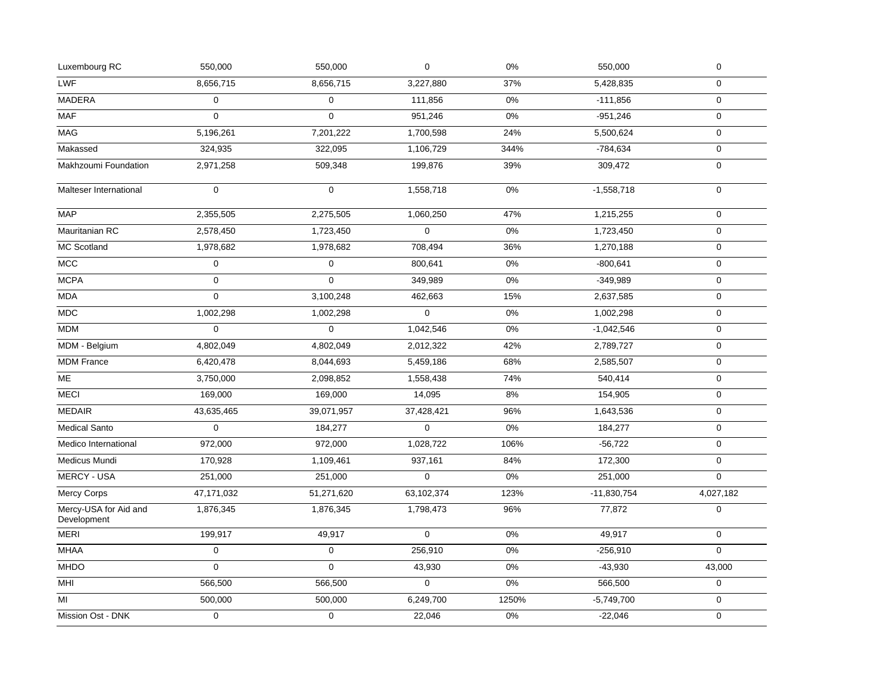| | | | | | | |
|---|---|---|---|---|---|---|
| Luxembourg RC | 550,000 | 550,000 | 0 | 0% | 550,000 | 0 |
| LWF | 8,656,715 | 8,656,715 | 3,227,880 | 37% | 5,428,835 | 0 |
| MADERA | 0 | 0 | 111,856 | 0% | -111,856 | 0 |
| MAF | 0 | 0 | 951,246 | 0% | -951,246 | 0 |
| MAG | 5,196,261 | 7,201,222 | 1,700,598 | 24% | 5,500,624 | 0 |
| Makassed | 324,935 | 322,095 | 1,106,729 | 344% | -784,634 | 0 |
| Makhzoumi Foundation | 2,971,258 | 509,348 | 199,876 | 39% | 309,472 | 0 |
| Malteser International | 0 | 0 | 1,558,718 | 0% | -1,558,718 | 0 |
| MAP | 2,355,505 | 2,275,505 | 1,060,250 | 47% | 1,215,255 | 0 |
| Mauritanian RC | 2,578,450 | 1,723,450 | 0 | 0% | 1,723,450 | 0 |
| MC Scotland | 1,978,682 | 1,978,682 | 708,494 | 36% | 1,270,188 | 0 |
| MCC | 0 | 0 | 800,641 | 0% | -800,641 | 0 |
| MCPA | 0 | 0 | 349,989 | 0% | -349,989 | 0 |
| MDA | 0 | 3,100,248 | 462,663 | 15% | 2,637,585 | 0 |
| MDC | 1,002,298 | 1,002,298 | 0 | 0% | 1,002,298 | 0 |
| MDM | 0 | 0 | 1,042,546 | 0% | -1,042,546 | 0 |
| MDM - Belgium | 4,802,049 | 4,802,049 | 2,012,322 | 42% | 2,789,727 | 0 |
| MDM France | 6,420,478 | 8,044,693 | 5,459,186 | 68% | 2,585,507 | 0 |
| ME | 3,750,000 | 2,098,852 | 1,558,438 | 74% | 540,414 | 0 |
| MECI | 169,000 | 169,000 | 14,095 | 8% | 154,905 | 0 |
| MEDAIR | 43,635,465 | 39,071,957 | 37,428,421 | 96% | 1,643,536 | 0 |
| Medical Santo | 0 | 184,277 | 0 | 0% | 184,277 | 0 |
| Medico International | 972,000 | 972,000 | 1,028,722 | 106% | -56,722 | 0 |
| Medicus Mundi | 170,928 | 1,109,461 | 937,161 | 84% | 172,300 | 0 |
| MERCY - USA | 251,000 | 251,000 | 0 | 0% | 251,000 | 0 |
| Mercy Corps | 47,171,032 | 51,271,620 | 63,102,374 | 123% | -11,830,754 | 4,027,182 |
| Mercy-USA for Aid and Development | 1,876,345 | 1,876,345 | 1,798,473 | 96% | 77,872 | 0 |
| MERI | 199,917 | 49,917 | 0 | 0% | 49,917 | 0 |
| MHAA | 0 | 0 | 256,910 | 0% | -256,910 | 0 |
| MHDO | 0 | 0 | 43,930 | 0% | -43,930 | 43,000 |
| MHI | 566,500 | 566,500 | 0 | 0% | 566,500 | 0 |
| MI | 500,000 | 500,000 | 6,249,700 | 1250% | -5,749,700 | 0 |
| Mission Ost - DNK | 0 | 0 | 22,046 | 0% | -22,046 | 0 |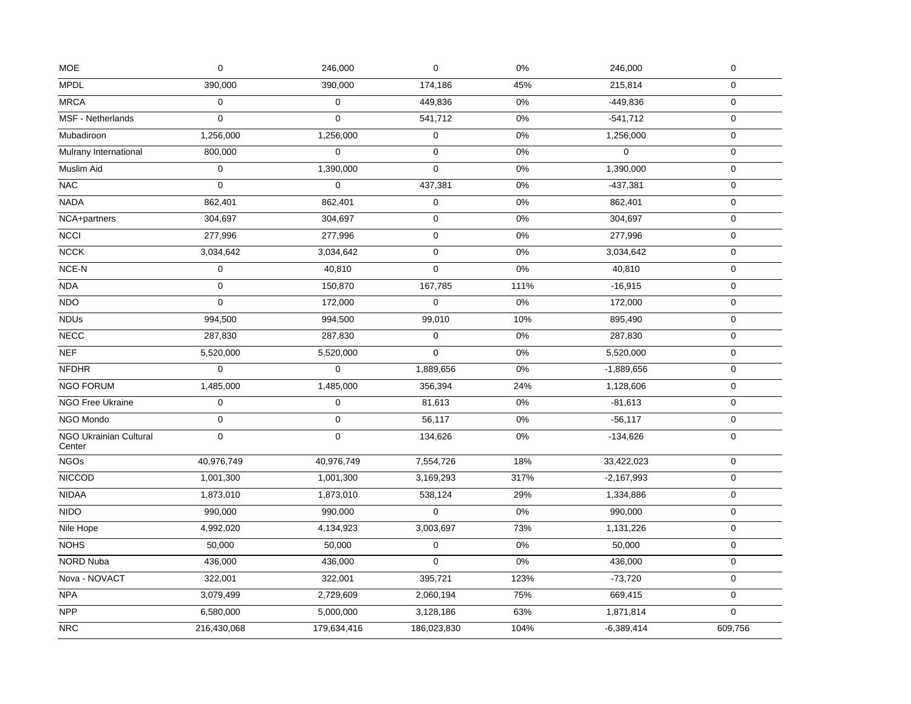| | | | | | | |
|---|---|---|---|---|---|---|
| MOE | 0 | 246,000 | 0 | 0% | 246,000 | 0 |
| MPDL | 390,000 | 390,000 | 174,186 | 45% | 215,814 | 0 |
| MRCA | 0 | 0 | 449,836 | 0% | -449,836 | 0 |
| MSF - Netherlands | 0 | 0 | 541,712 | 0% | -541,712 | 0 |
| Mubadiroon | 1,256,000 | 1,256,000 | 0 | 0% | 1,256,000 | 0 |
| Mulrany International | 800,000 | 0 | 0 | 0% | 0 | 0 |
| Muslim Aid | 0 | 1,390,000 | 0 | 0% | 1,390,000 | 0 |
| NAC | 0 | 0 | 437,381 | 0% | -437,381 | 0 |
| NADA | 862,401 | 862,401 | 0 | 0% | 862,401 | 0 |
| NCA+partners | 304,697 | 304,697 | 0 | 0% | 304,697 | 0 |
| NCCI | 277,996 | 277,996 | 0 | 0% | 277,996 | 0 |
| NCCK | 3,034,642 | 3,034,642 | 0 | 0% | 3,034,642 | 0 |
| NCE-N | 0 | 40,810 | 0 | 0% | 40,810 | 0 |
| NDA | 0 | 150,870 | 167,785 | 111% | -16,915 | 0 |
| NDO | 0 | 172,000 | 0 | 0% | 172,000 | 0 |
| NDUs | 994,500 | 994,500 | 99,010 | 10% | 895,490 | 0 |
| NECC | 287,830 | 287,830 | 0 | 0% | 287,830 | 0 |
| NEF | 5,520,000 | 5,520,000 | 0 | 0% | 5,520,000 | 0 |
| NFDHR | 0 | 0 | 1,889,656 | 0% | -1,889,656 | 0 |
| NGO FORUM | 1,485,000 | 1,485,000 | 356,394 | 24% | 1,128,606 | 0 |
| NGO Free Ukraine | 0 | 0 | 81,613 | 0% | -81,613 | 0 |
| NGO Mondo | 0 | 0 | 56,117 | 0% | -56,117 | 0 |
| NGO Ukrainian Cultural Center | 0 | 0 | 134,626 | 0% | -134,626 | 0 |
| NGOs | 40,976,749 | 40,976,749 | 7,554,726 | 18% | 33,422,023 | 0 |
| NICCOD | 1,001,300 | 1,001,300 | 3,169,293 | 317% | -2,167,993 | 0 |
| NIDAA | 1,873,010 | 1,873,010 | 538,124 | 29% | 1,334,886 | 0 |
| NIDO | 990,000 | 990,000 | 0 | 0% | 990,000 | 0 |
| Nile Hope | 4,992,020 | 4,134,923 | 3,003,697 | 73% | 1,131,226 | 0 |
| NOHS | 50,000 | 50,000 | 0 | 0% | 50,000 | 0 |
| NORD Nuba | 436,000 | 436,000 | 0 | 0% | 436,000 | 0 |
| Nova - NOVACT | 322,001 | 322,001 | 395,721 | 123% | -73,720 | 0 |
| NPA | 3,079,499 | 2,729,609 | 2,060,194 | 75% | 669,415 | 0 |
| NPP | 6,580,000 | 5,000,000 | 3,128,186 | 63% | 1,871,814 | 0 |
| NRC | 216,430,068 | 179,634,416 | 186,023,830 | 104% | -6,389,414 | 609,756 |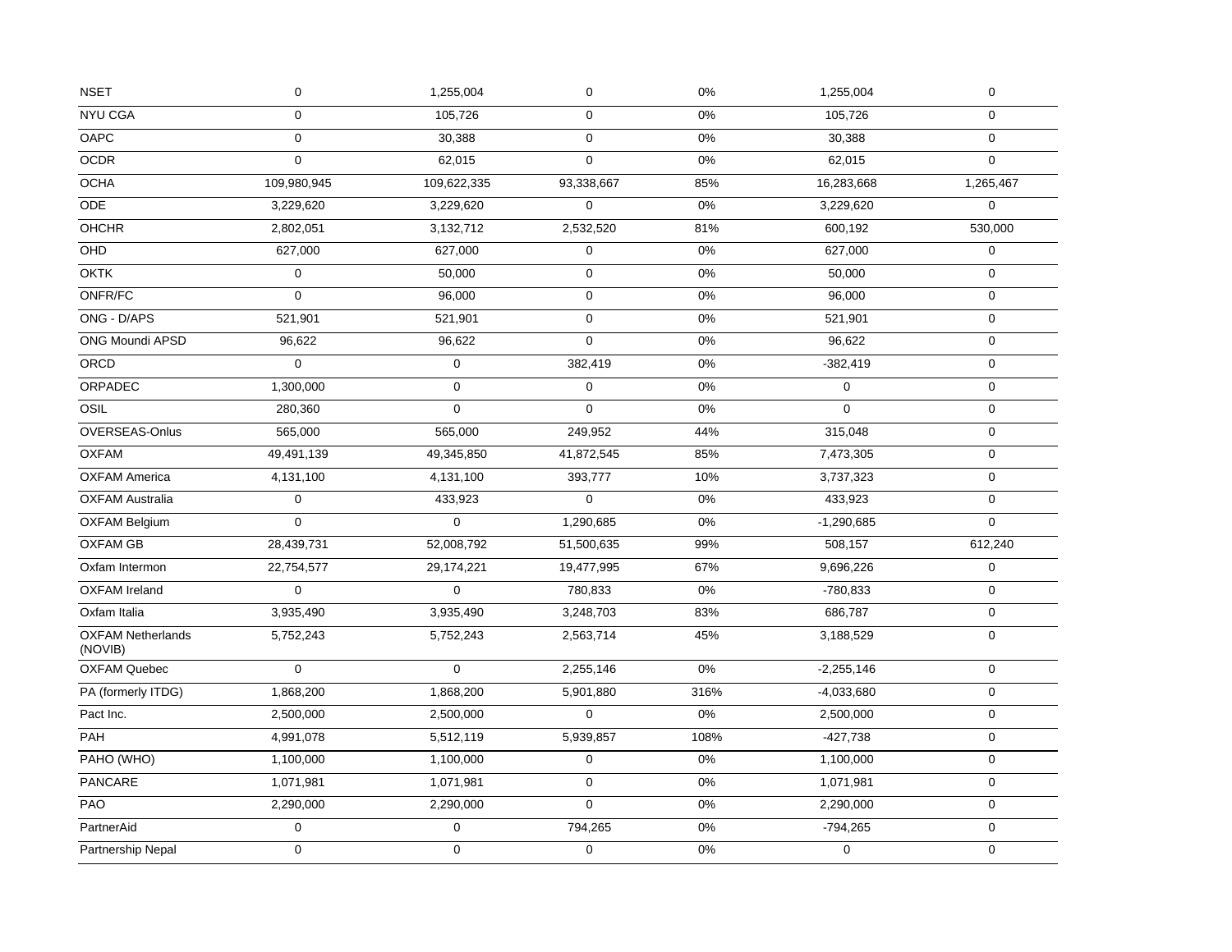| | | | | | | |
|---|---|---|---|---|---|---|
| NSET | 0 | 1,255,004 | 0 | 0% | 1,255,004 | 0 |
| NYU CGA | 0 | 105,726 | 0 | 0% | 105,726 | 0 |
| OAPC | 0 | 30,388 | 0 | 0% | 30,388 | 0 |
| OCDR | 0 | 62,015 | 0 | 0% | 62,015 | 0 |
| OCHA | 109,980,945 | 109,622,335 | 93,338,667 | 85% | 16,283,668 | 1,265,467 |
| ODE | 3,229,620 | 3,229,620 | 0 | 0% | 3,229,620 | 0 |
| OHCHR | 2,802,051 | 3,132,712 | 2,532,520 | 81% | 600,192 | 530,000 |
| OHD | 627,000 | 627,000 | 0 | 0% | 627,000 | 0 |
| OKTK | 0 | 50,000 | 0 | 0% | 50,000 | 0 |
| ONFR/FC | 0 | 96,000 | 0 | 0% | 96,000 | 0 |
| ONG - D/APS | 521,901 | 521,901 | 0 | 0% | 521,901 | 0 |
| ONG Moundi APSD | 96,622 | 96,622 | 0 | 0% | 96,622 | 0 |
| ORCD | 0 | 0 | 382,419 | 0% | -382,419 | 0 |
| ORPADEC | 1,300,000 | 0 | 0 | 0% | 0 | 0 |
| OSIL | 280,360 | 0 | 0 | 0% | 0 | 0 |
| OVERSEAS-Onlus | 565,000 | 565,000 | 249,952 | 44% | 315,048 | 0 |
| OXFAM | 49,491,139 | 49,345,850 | 41,872,545 | 85% | 7,473,305 | 0 |
| OXFAM America | 4,131,100 | 4,131,100 | 393,777 | 10% | 3,737,323 | 0 |
| OXFAM Australia | 0 | 433,923 | 0 | 0% | 433,923 | 0 |
| OXFAM Belgium | 0 | 0 | 1,290,685 | 0% | -1,290,685 | 0 |
| OXFAM GB | 28,439,731 | 52,008,792 | 51,500,635 | 99% | 508,157 | 612,240 |
| Oxfam Intermon | 22,754,577 | 29,174,221 | 19,477,995 | 67% | 9,696,226 | 0 |
| OXFAM Ireland | 0 | 0 | 780,833 | 0% | -780,833 | 0 |
| Oxfam Italia | 3,935,490 | 3,935,490 | 3,248,703 | 83% | 686,787 | 0 |
| OXFAM Netherlands (NOVIB) | 5,752,243 | 5,752,243 | 2,563,714 | 45% | 3,188,529 | 0 |
| OXFAM Quebec | 0 | 0 | 2,255,146 | 0% | -2,255,146 | 0 |
| PA (formerly ITDG) | 1,868,200 | 1,868,200 | 5,901,880 | 316% | -4,033,680 | 0 |
| Pact Inc. | 2,500,000 | 2,500,000 | 0 | 0% | 2,500,000 | 0 |
| PAH | 4,991,078 | 5,512,119 | 5,939,857 | 108% | -427,738 | 0 |
| PAHO (WHO) | 1,100,000 | 1,100,000 | 0 | 0% | 1,100,000 | 0 |
| PANCARE | 1,071,981 | 1,071,981 | 0 | 0% | 1,071,981 | 0 |
| PAO | 2,290,000 | 2,290,000 | 0 | 0% | 2,290,000 | 0 |
| PartnerAid | 0 | 0 | 794,265 | 0% | -794,265 | 0 |
| Partnership Nepal | 0 | 0 | 0 | 0% | 0 | 0 |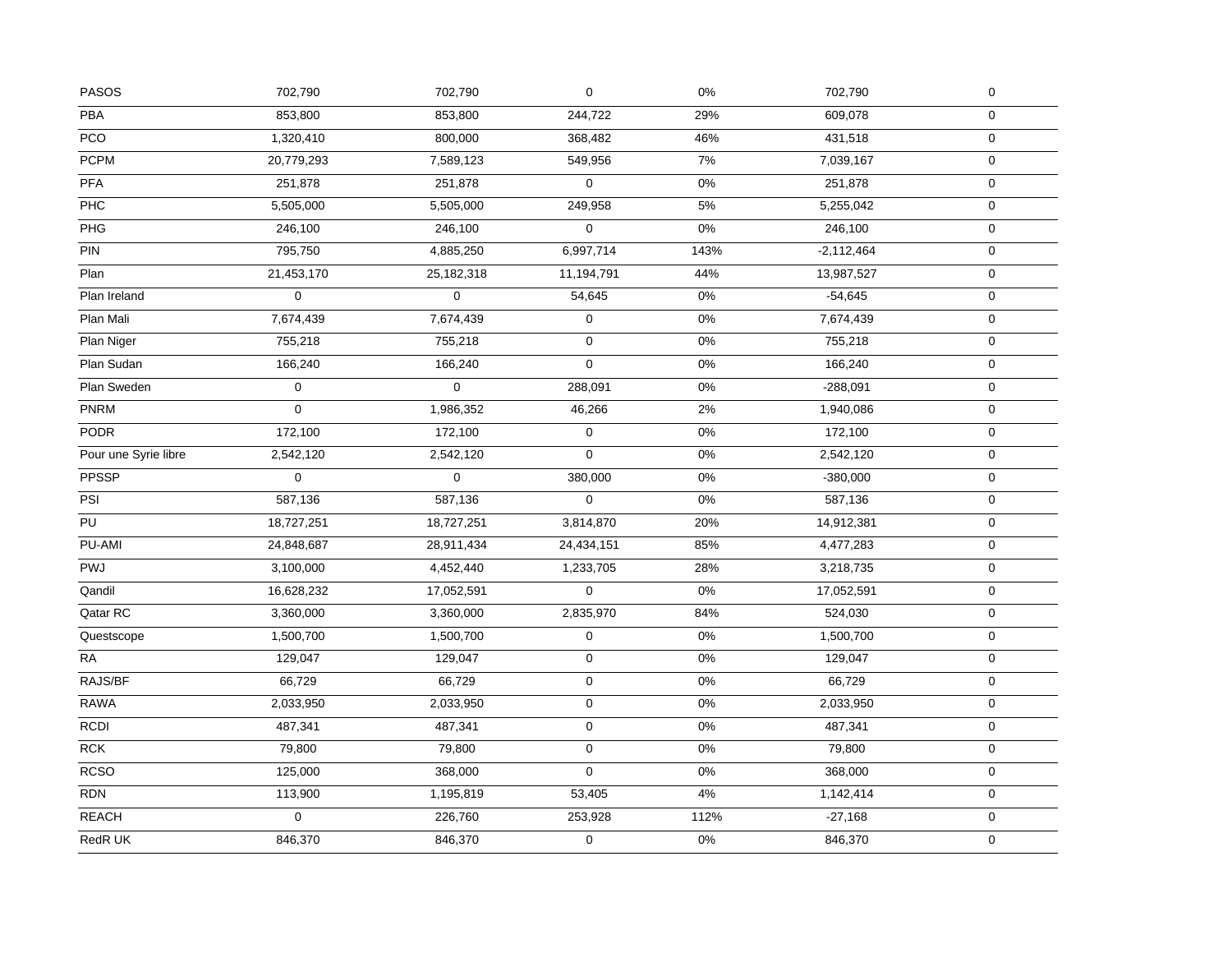| | | | | | | |
|---|---|---|---|---|---|---|
| PASOS | 702,790 | 702,790 | 0 | 0% | 702,790 | 0 |
| PBA | 853,800 | 853,800 | 244,722 | 29% | 609,078 | 0 |
| PCO | 1,320,410 | 800,000 | 368,482 | 46% | 431,518 | 0 |
| PCPM | 20,779,293 | 7,589,123 | 549,956 | 7% | 7,039,167 | 0 |
| PFA | 251,878 | 251,878 | 0 | 0% | 251,878 | 0 |
| PHC | 5,505,000 | 5,505,000 | 249,958 | 5% | 5,255,042 | 0 |
| PHG | 246,100 | 246,100 | 0 | 0% | 246,100 | 0 |
| PIN | 795,750 | 4,885,250 | 6,997,714 | 143% | -2,112,464 | 0 |
| Plan | 21,453,170 | 25,182,318 | 11,194,791 | 44% | 13,987,527 | 0 |
| Plan Ireland | 0 | 0 | 54,645 | 0% | -54,645 | 0 |
| Plan Mali | 7,674,439 | 7,674,439 | 0 | 0% | 7,674,439 | 0 |
| Plan Niger | 755,218 | 755,218 | 0 | 0% | 755,218 | 0 |
| Plan Sudan | 166,240 | 166,240 | 0 | 0% | 166,240 | 0 |
| Plan Sweden | 0 | 0 | 288,091 | 0% | -288,091 | 0 |
| PNRM | 0 | 1,986,352 | 46,266 | 2% | 1,940,086 | 0 |
| PODR | 172,100 | 172,100 | 0 | 0% | 172,100 | 0 |
| Pour une Syrie libre | 2,542,120 | 2,542,120 | 0 | 0% | 2,542,120 | 0 |
| PPSSP | 0 | 0 | 380,000 | 0% | -380,000 | 0 |
| PSI | 587,136 | 587,136 | 0 | 0% | 587,136 | 0 |
| PU | 18,727,251 | 18,727,251 | 3,814,870 | 20% | 14,912,381 | 0 |
| PU-AMI | 24,848,687 | 28,911,434 | 24,434,151 | 85% | 4,477,283 | 0 |
| PWJ | 3,100,000 | 4,452,440 | 1,233,705 | 28% | 3,218,735 | 0 |
| Qandil | 16,628,232 | 17,052,591 | 0 | 0% | 17,052,591 | 0 |
| Qatar RC | 3,360,000 | 3,360,000 | 2,835,970 | 84% | 524,030 | 0 |
| Questscope | 1,500,700 | 1,500,700 | 0 | 0% | 1,500,700 | 0 |
| RA | 129,047 | 129,047 | 0 | 0% | 129,047 | 0 |
| RAJS/BF | 66,729 | 66,729 | 0 | 0% | 66,729 | 0 |
| RAWA | 2,033,950 | 2,033,950 | 0 | 0% | 2,033,950 | 0 |
| RCDI | 487,341 | 487,341 | 0 | 0% | 487,341 | 0 |
| RCK | 79,800 | 79,800 | 0 | 0% | 79,800 | 0 |
| RCSO | 125,000 | 368,000 | 0 | 0% | 368,000 | 0 |
| RDN | 113,900 | 1,195,819 | 53,405 | 4% | 1,142,414 | 0 |
| REACH | 0 | 226,760 | 253,928 | 112% | -27,168 | 0 |
| RedR UK | 846,370 | 846,370 | 0 | 0% | 846,370 | 0 |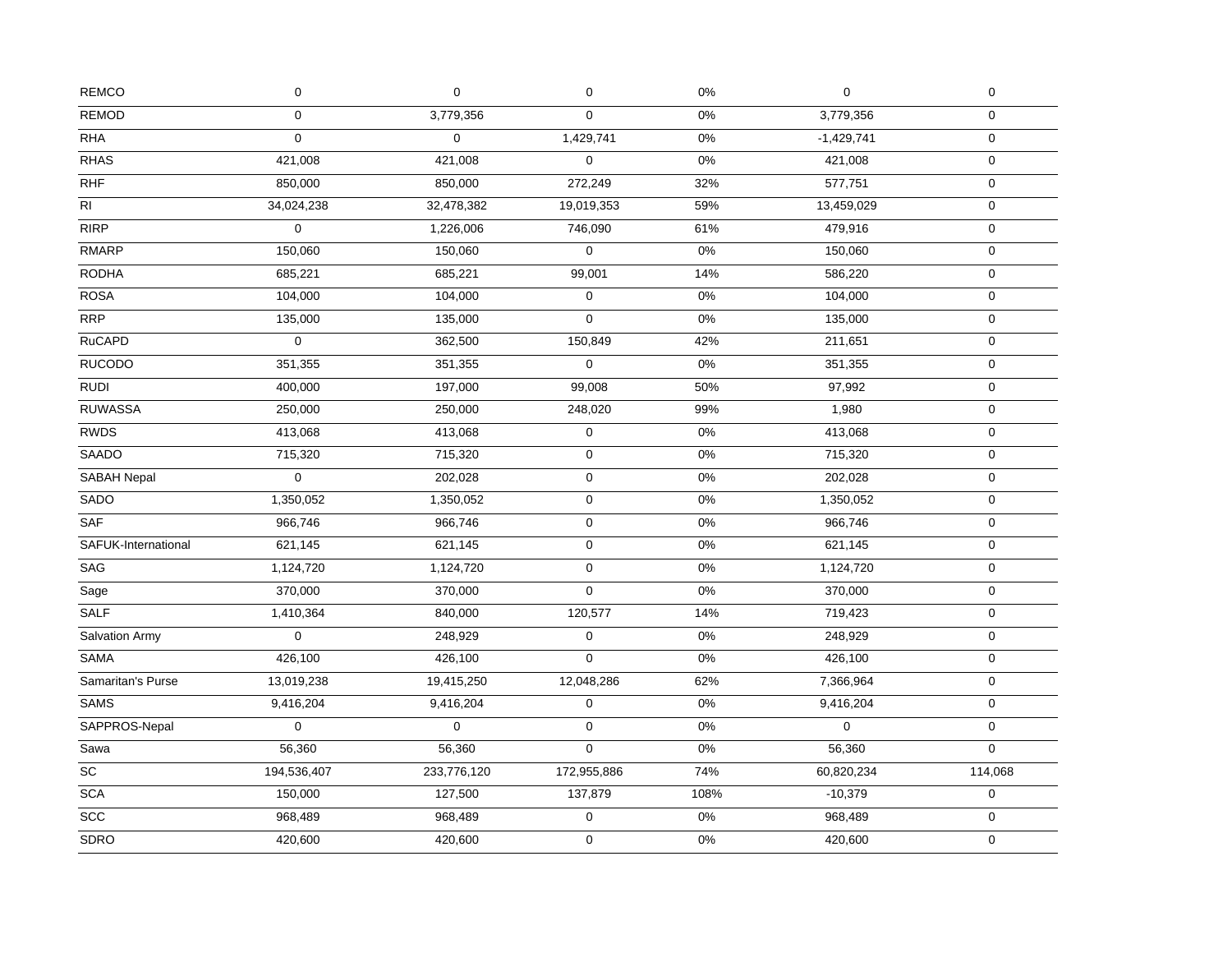| | | | | | | |
|---|---|---|---|---|---|---|
| REMCO | 0 | 0 | 0 | 0% | 0 | 0 |
| REMOD | 0 | 3,779,356 | 0 | 0% | 3,779,356 | 0 |
| RHA | 0 | 0 | 1,429,741 | 0% | -1,429,741 | 0 |
| RHAS | 421,008 | 421,008 | 0 | 0% | 421,008 | 0 |
| RHF | 850,000 | 850,000 | 272,249 | 32% | 577,751 | 0 |
| RI | 34,024,238 | 32,478,382 | 19,019,353 | 59% | 13,459,029 | 0 |
| RIRP | 0 | 1,226,006 | 746,090 | 61% | 479,916 | 0 |
| RMARP | 150,060 | 150,060 | 0 | 0% | 150,060 | 0 |
| RODHA | 685,221 | 685,221 | 99,001 | 14% | 586,220 | 0 |
| ROSA | 104,000 | 104,000 | 0 | 0% | 104,000 | 0 |
| RRP | 135,000 | 135,000 | 0 | 0% | 135,000 | 0 |
| RuCAPD | 0 | 362,500 | 150,849 | 42% | 211,651 | 0 |
| RUCODO | 351,355 | 351,355 | 0 | 0% | 351,355 | 0 |
| RUDI | 400,000 | 197,000 | 99,008 | 50% | 97,992 | 0 |
| RUWASSA | 250,000 | 250,000 | 248,020 | 99% | 1,980 | 0 |
| RWDS | 413,068 | 413,068 | 0 | 0% | 413,068 | 0 |
| SAADO | 715,320 | 715,320 | 0 | 0% | 715,320 | 0 |
| SABAH Nepal | 0 | 202,028 | 0 | 0% | 202,028 | 0 |
| SADO | 1,350,052 | 1,350,052 | 0 | 0% | 1,350,052 | 0 |
| SAF | 966,746 | 966,746 | 0 | 0% | 966,746 | 0 |
| SAFUK-International | 621,145 | 621,145 | 0 | 0% | 621,145 | 0 |
| SAG | 1,124,720 | 1,124,720 | 0 | 0% | 1,124,720 | 0 |
| Sage | 370,000 | 370,000 | 0 | 0% | 370,000 | 0 |
| SALF | 1,410,364 | 840,000 | 120,577 | 14% | 719,423 | 0 |
| Salvation Army | 0 | 248,929 | 0 | 0% | 248,929 | 0 |
| SAMA | 426,100 | 426,100 | 0 | 0% | 426,100 | 0 |
| Samaritan's Purse | 13,019,238 | 19,415,250 | 12,048,286 | 62% | 7,366,964 | 0 |
| SAMS | 9,416,204 | 9,416,204 | 0 | 0% | 9,416,204 | 0 |
| SAPPROS-Nepal | 0 | 0 | 0 | 0% | 0 | 0 |
| Sawa | 56,360 | 56,360 | 0 | 0% | 56,360 | 0 |
| SC | 194,536,407 | 233,776,120 | 172,955,886 | 74% | 60,820,234 | 114,068 |
| SCA | 150,000 | 127,500 | 137,879 | 108% | -10,379 | 0 |
| SCC | 968,489 | 968,489 | 0 | 0% | 968,489 | 0 |
| SDRO | 420,600 | 420,600 | 0 | 0% | 420,600 | 0 |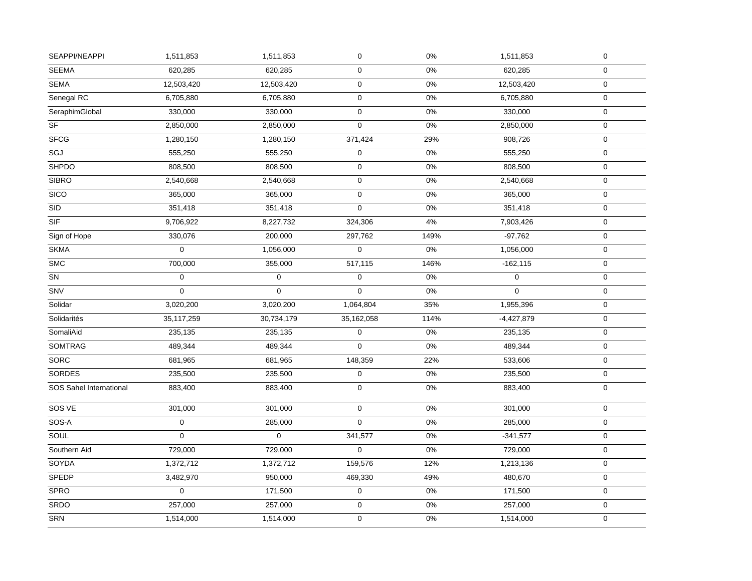| | | | | | | |
|---|---|---|---|---|---|---|
| SEAPPI/NEAPPI | 1,511,853 | 1,511,853 | 0 | 0% | 1,511,853 | 0 |
| SEEMA | 620,285 | 620,285 | 0 | 0% | 620,285 | 0 |
| SEMA | 12,503,420 | 12,503,420 | 0 | 0% | 12,503,420 | 0 |
| Senegal RC | 6,705,880 | 6,705,880 | 0 | 0% | 6,705,880 | 0 |
| SeraphimGlobal | 330,000 | 330,000 | 0 | 0% | 330,000 | 0 |
| SF | 2,850,000 | 2,850,000 | 0 | 0% | 2,850,000 | 0 |
| SFCG | 1,280,150 | 1,280,150 | 371,424 | 29% | 908,726 | 0 |
| SGJ | 555,250 | 555,250 | 0 | 0% | 555,250 | 0 |
| SHPDO | 808,500 | 808,500 | 0 | 0% | 808,500 | 0 |
| SIBRO | 2,540,668 | 2,540,668 | 0 | 0% | 2,540,668 | 0 |
| SICO | 365,000 | 365,000 | 0 | 0% | 365,000 | 0 |
| SID | 351,418 | 351,418 | 0 | 0% | 351,418 | 0 |
| SIF | 9,706,922 | 8,227,732 | 324,306 | 4% | 7,903,426 | 0 |
| Sign of Hope | 330,076 | 200,000 | 297,762 | 149% | -97,762 | 0 |
| SKMA | 0 | 1,056,000 | 0 | 0% | 1,056,000 | 0 |
| SMC | 700,000 | 355,000 | 517,115 | 146% | -162,115 | 0 |
| SN | 0 | 0 | 0 | 0% | 0 | 0 |
| SNV | 0 | 0 | 0 | 0% | 0 | 0 |
| Solidar | 3,020,200 | 3,020,200 | 1,064,804 | 35% | 1,955,396 | 0 |
| Solidarités | 35,117,259 | 30,734,179 | 35,162,058 | 114% | -4,427,879 | 0 |
| SomaliAid | 235,135 | 235,135 | 0 | 0% | 235,135 | 0 |
| SOMTRAG | 489,344 | 489,344 | 0 | 0% | 489,344 | 0 |
| SORC | 681,965 | 681,965 | 148,359 | 22% | 533,606 | 0 |
| SORDES | 235,500 | 235,500 | 0 | 0% | 235,500 | 0 |
| SOS Sahel International | 883,400 | 883,400 | 0 | 0% | 883,400 | 0 |
| SOS VE | 301,000 | 301,000 | 0 | 0% | 301,000 | 0 |
| SOS-A | 0 | 285,000 | 0 | 0% | 285,000 | 0 |
| SOUL | 0 | 0 | 341,577 | 0% | -341,577 | 0 |
| Southern Aid | 729,000 | 729,000 | 0 | 0% | 729,000 | 0 |
| SOYDA | 1,372,712 | 1,372,712 | 159,576 | 12% | 1,213,136 | 0 |
| SPEDP | 3,482,970 | 950,000 | 469,330 | 49% | 480,670 | 0 |
| SPRO | 0 | 171,500 | 0 | 0% | 171,500 | 0 |
| SRDO | 257,000 | 257,000 | 0 | 0% | 257,000 | 0 |
| SRN | 1,514,000 | 1,514,000 | 0 | 0% | 1,514,000 | 0 |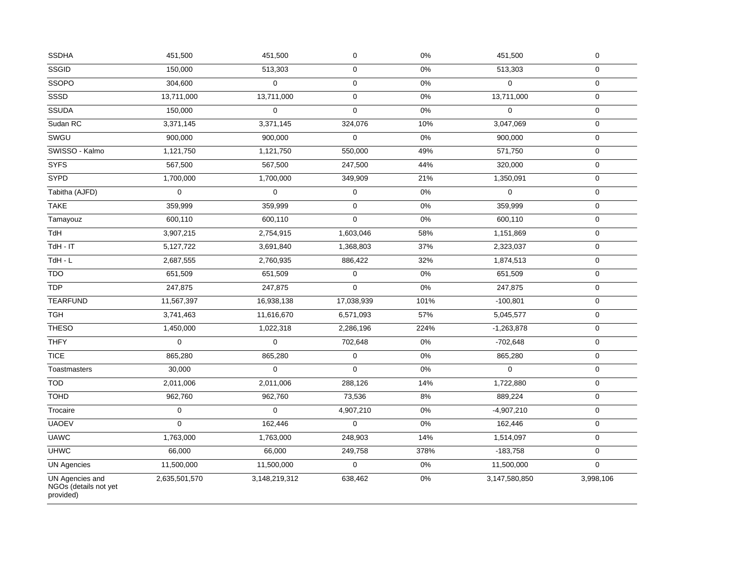| | | | | | | |
|---|---|---|---|---|---|---|
| SSDHA | 451,500 | 451,500 | 0 | 0% | 451,500 | 0 |
| SSGID | 150,000 | 513,303 | 0 | 0% | 513,303 | 0 |
| SSOPO | 304,600 | 0 | 0 | 0% | 0 | 0 |
| SSSD | 13,711,000 | 13,711,000 | 0 | 0% | 13,711,000 | 0 |
| SSUDA | 150,000 | 0 | 0 | 0% | 0 | 0 |
| Sudan RC | 3,371,145 | 3,371,145 | 324,076 | 10% | 3,047,069 | 0 |
| SWGU | 900,000 | 900,000 | 0 | 0% | 900,000 | 0 |
| SWISSO - Kalmo | 1,121,750 | 1,121,750 | 550,000 | 49% | 571,750 | 0 |
| SYFS | 567,500 | 567,500 | 247,500 | 44% | 320,000 | 0 |
| SYPD | 1,700,000 | 1,700,000 | 349,909 | 21% | 1,350,091 | 0 |
| Tabitha (AJFD) | 0 | 0 | 0 | 0% | 0 | 0 |
| TAKE | 359,999 | 359,999 | 0 | 0% | 359,999 | 0 |
| Tamayouz | 600,110 | 600,110 | 0 | 0% | 600,110 | 0 |
| TdH | 3,907,215 | 2,754,915 | 1,603,046 | 58% | 1,151,869 | 0 |
| TdH - IT | 5,127,722 | 3,691,840 | 1,368,803 | 37% | 2,323,037 | 0 |
| TdH - L | 2,687,555 | 2,760,935 | 886,422 | 32% | 1,874,513 | 0 |
| TDO | 651,509 | 651,509 | 0 | 0% | 651,509 | 0 |
| TDP | 247,875 | 247,875 | 0 | 0% | 247,875 | 0 |
| TEARFUND | 11,567,397 | 16,938,138 | 17,038,939 | 101% | -100,801 | 0 |
| TGH | 3,741,463 | 11,616,670 | 6,571,093 | 57% | 5,045,577 | 0 |
| THESO | 1,450,000 | 1,022,318 | 2,286,196 | 224% | -1,263,878 | 0 |
| THFY | 0 | 0 | 702,648 | 0% | -702,648 | 0 |
| TICE | 865,280 | 865,280 | 0 | 0% | 865,280 | 0 |
| Toastmasters | 30,000 | 0 | 0 | 0% | 0 | 0 |
| TOD | 2,011,006 | 2,011,006 | 288,126 | 14% | 1,722,880 | 0 |
| TOHD | 962,760 | 962,760 | 73,536 | 8% | 889,224 | 0 |
| Trocaire | 0 | 0 | 4,907,210 | 0% | -4,907,210 | 0 |
| UAOEV | 0 | 162,446 | 0 | 0% | 162,446 | 0 |
| UAWC | 1,763,000 | 1,763,000 | 248,903 | 14% | 1,514,097 | 0 |
| UHWC | 66,000 | 66,000 | 249,758 | 378% | -183,758 | 0 |
| UN Agencies | 11,500,000 | 11,500,000 | 0 | 0% | 11,500,000 | 0 |
| UN Agencies and NGOs (details not yet provided) | 2,635,501,570 | 3,148,219,312 | 638,462 | 0% | 3,147,580,850 | 3,998,106 |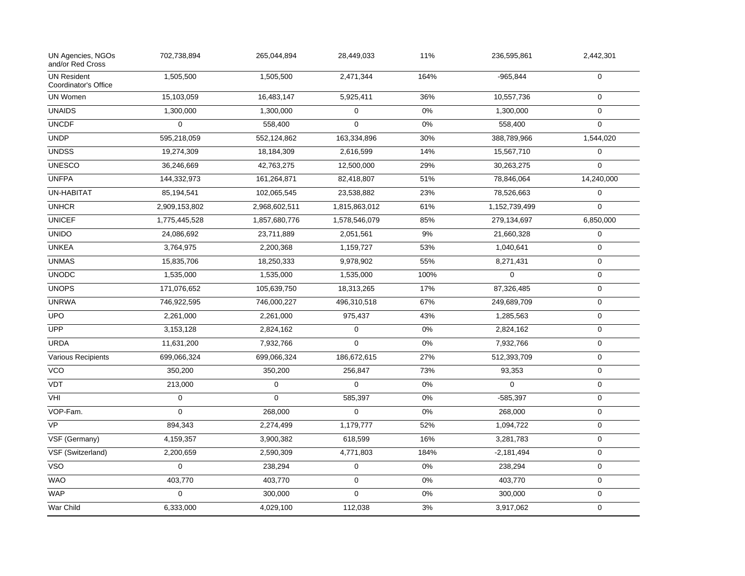| | | | | | | |
|---|---|---|---|---|---|---|
| UN Agencies, NGOs and/or Red Cross | 702,738,894 | 265,044,894 | 28,449,033 | 11% | 236,595,861 | 2,442,301 |
| UN Resident Coordinator's Office | 1,505,500 | 1,505,500 | 2,471,344 | 164% | -965,844 | 0 |
| UN Women | 15,103,059 | 16,483,147 | 5,925,411 | 36% | 10,557,736 | 0 |
| UNAIDS | 1,300,000 | 1,300,000 | 0 | 0% | 1,300,000 | 0 |
| UNCDF | 0 | 558,400 | 0 | 0% | 558,400 | 0 |
| UNDP | 595,218,059 | 552,124,862 | 163,334,896 | 30% | 388,789,966 | 1,544,020 |
| UNDSS | 19,274,309 | 18,184,309 | 2,616,599 | 14% | 15,567,710 | 0 |
| UNESCO | 36,246,669 | 42,763,275 | 12,500,000 | 29% | 30,263,275 | 0 |
| UNFPA | 144,332,973 | 161,264,871 | 82,418,807 | 51% | 78,846,064 | 14,240,000 |
| UN-HABITAT | 85,194,541 | 102,065,545 | 23,538,882 | 23% | 78,526,663 | 0 |
| UNHCR | 2,909,153,802 | 2,968,602,511 | 1,815,863,012 | 61% | 1,152,739,499 | 0 |
| UNICEF | 1,775,445,528 | 1,857,680,776 | 1,578,546,079 | 85% | 279,134,697 | 6,850,000 |
| UNIDO | 24,086,692 | 23,711,889 | 2,051,561 | 9% | 21,660,328 | 0 |
| UNKEA | 3,764,975 | 2,200,368 | 1,159,727 | 53% | 1,040,641 | 0 |
| UNMAS | 15,835,706 | 18,250,333 | 9,978,902 | 55% | 8,271,431 | 0 |
| UNODC | 1,535,000 | 1,535,000 | 1,535,000 | 100% | 0 | 0 |
| UNOPS | 171,076,652 | 105,639,750 | 18,313,265 | 17% | 87,326,485 | 0 |
| UNRWA | 746,922,595 | 746,000,227 | 496,310,518 | 67% | 249,689,709 | 0 |
| UPO | 2,261,000 | 2,261,000 | 975,437 | 43% | 1,285,563 | 0 |
| UPP | 3,153,128 | 2,824,162 | 0 | 0% | 2,824,162 | 0 |
| URDA | 11,631,200 | 7,932,766 | 0 | 0% | 7,932,766 | 0 |
| Various Recipients | 699,066,324 | 699,066,324 | 186,672,615 | 27% | 512,393,709 | 0 |
| VCO | 350,200 | 350,200 | 256,847 | 73% | 93,353 | 0 |
| VDT | 213,000 | 0 | 0 | 0% | 0 | 0 |
| VHI | 0 | 0 | 585,397 | 0% | -585,397 | 0 |
| VOP-Fam. | 0 | 268,000 | 0 | 0% | 268,000 | 0 |
| VP | 894,343 | 2,274,499 | 1,179,777 | 52% | 1,094,722 | 0 |
| VSF (Germany) | 4,159,357 | 3,900,382 | 618,599 | 16% | 3,281,783 | 0 |
| VSF (Switzerland) | 2,200,659 | 2,590,309 | 4,771,803 | 184% | -2,181,494 | 0 |
| VSO | 0 | 238,294 | 0 | 0% | 238,294 | 0 |
| WAO | 403,770 | 403,770 | 0 | 0% | 403,770 | 0 |
| WAP | 0 | 300,000 | 0 | 0% | 300,000 | 0 |
| War Child | 6,333,000 | 4,029,100 | 112,038 | 3% | 3,917,062 | 0 |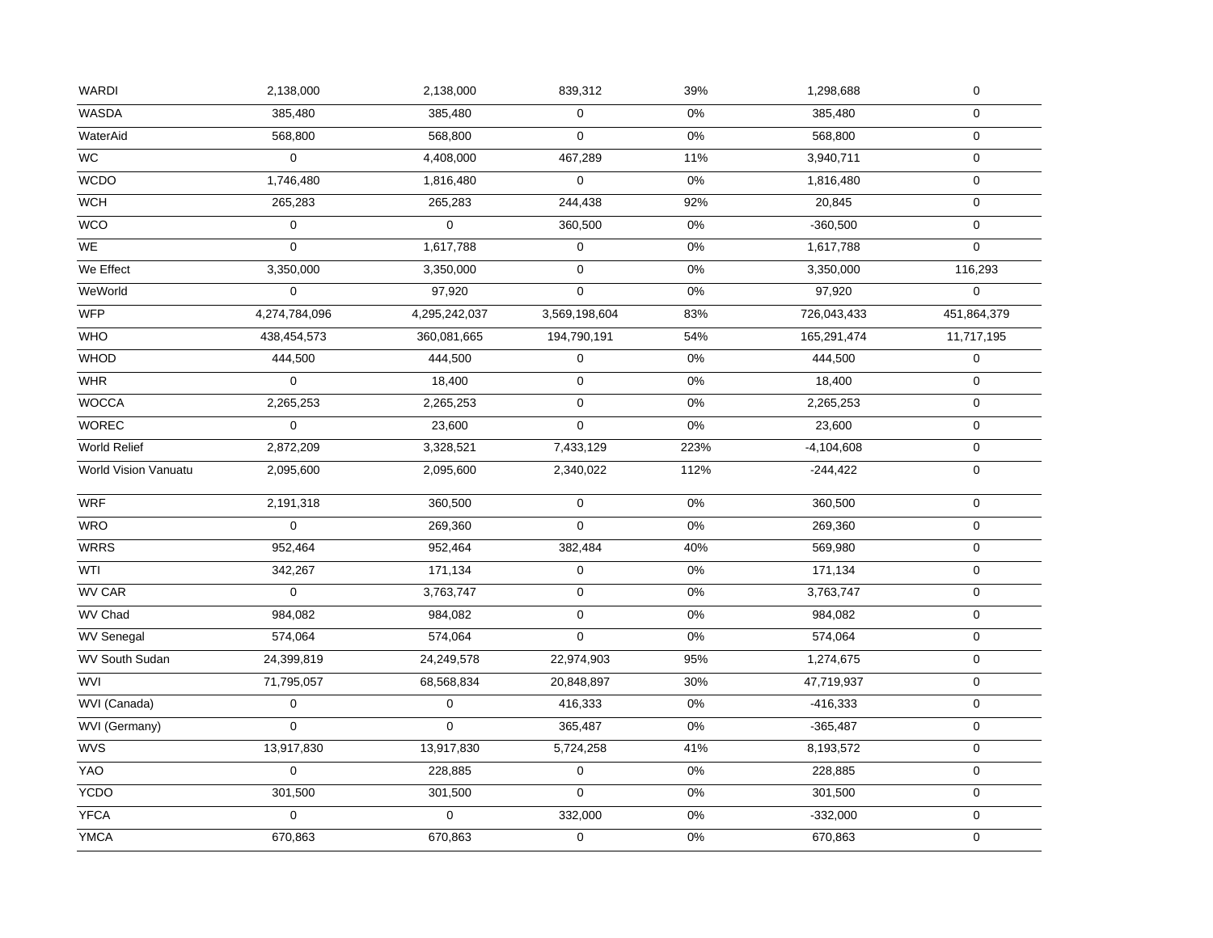| WARDI | 2,138,000 | 2,138,000 | 839,312 | 39% | 1,298,688 | 0 |
|---|---|---|---|---|---|---|
| WASDA | 385,480 | 385,480 | 0 | 0% | 385,480 | 0 |
| WaterAid | 568,800 | 568,800 | 0 | 0% | 568,800 | 0 |
| WC | 0 | 4,408,000 | 467,289 | 11% | 3,940,711 | 0 |
| WCDO | 1,746,480 | 1,816,480 | 0 | 0% | 1,816,480 | 0 |
| WCH | 265,283 | 265,283 | 244,438 | 92% | 20,845 | 0 |
| WCO | 0 | 0 | 360,500 | 0% | -360,500 | 0 |
| WE | 0 | 1,617,788 | 0 | 0% | 1,617,788 | 0 |
| We Effect | 3,350,000 | 3,350,000 | 0 | 0% | 3,350,000 | 116,293 |
| WeWorld | 0 | 97,920 | 0 | 0% | 97,920 | 0 |
| WFP | 4,274,784,096 | 4,295,242,037 | 3,569,198,604 | 83% | 726,043,433 | 451,864,379 |
| WHO | 438,454,573 | 360,081,665 | 194,790,191 | 54% | 165,291,474 | 11,717,195 |
| WHOD | 444,500 | 444,500 | 0 | 0% | 444,500 | 0 |
| WHR | 0 | 18,400 | 0 | 0% | 18,400 | 0 |
| WOCCA | 2,265,253 | 2,265,253 | 0 | 0% | 2,265,253 | 0 |
| WOREC | 0 | 23,600 | 0 | 0% | 23,600 | 0 |
| World Relief | 2,872,209 | 3,328,521 | 7,433,129 | 223% | -4,104,608 | 0 |
| World Vision Vanuatu | 2,095,600 | 2,095,600 | 2,340,022 | 112% | -244,422 | 0 |
| WRF | 2,191,318 | 360,500 | 0 | 0% | 360,500 | 0 |
| WRO | 0 | 269,360 | 0 | 0% | 269,360 | 0 |
| WRRS | 952,464 | 952,464 | 382,484 | 40% | 569,980 | 0 |
| WTI | 342,267 | 171,134 | 0 | 0% | 171,134 | 0 |
| WV CAR | 0 | 3,763,747 | 0 | 0% | 3,763,747 | 0 |
| WV Chad | 984,082 | 984,082 | 0 | 0% | 984,082 | 0 |
| WV Senegal | 574,064 | 574,064 | 0 | 0% | 574,064 | 0 |
| WV South Sudan | 24,399,819 | 24,249,578 | 22,974,903 | 95% | 1,274,675 | 0 |
| WVI | 71,795,057 | 68,568,834 | 20,848,897 | 30% | 47,719,937 | 0 |
| WVI (Canada) | 0 | 0 | 416,333 | 0% | -416,333 | 0 |
| WVI (Germany) | 0 | 0 | 365,487 | 0% | -365,487 | 0 |
| WVS | 13,917,830 | 13,917,830 | 5,724,258 | 41% | 8,193,572 | 0 |
| YAO | 0 | 228,885 | 0 | 0% | 228,885 | 0 |
| YCDO | 301,500 | 301,500 | 0 | 0% | 301,500 | 0 |
| YFCA | 0 | 0 | 332,000 | 0% | -332,000 | 0 |
| YMCA | 670,863 | 670,863 | 0 | 0% | 670,863 | 0 |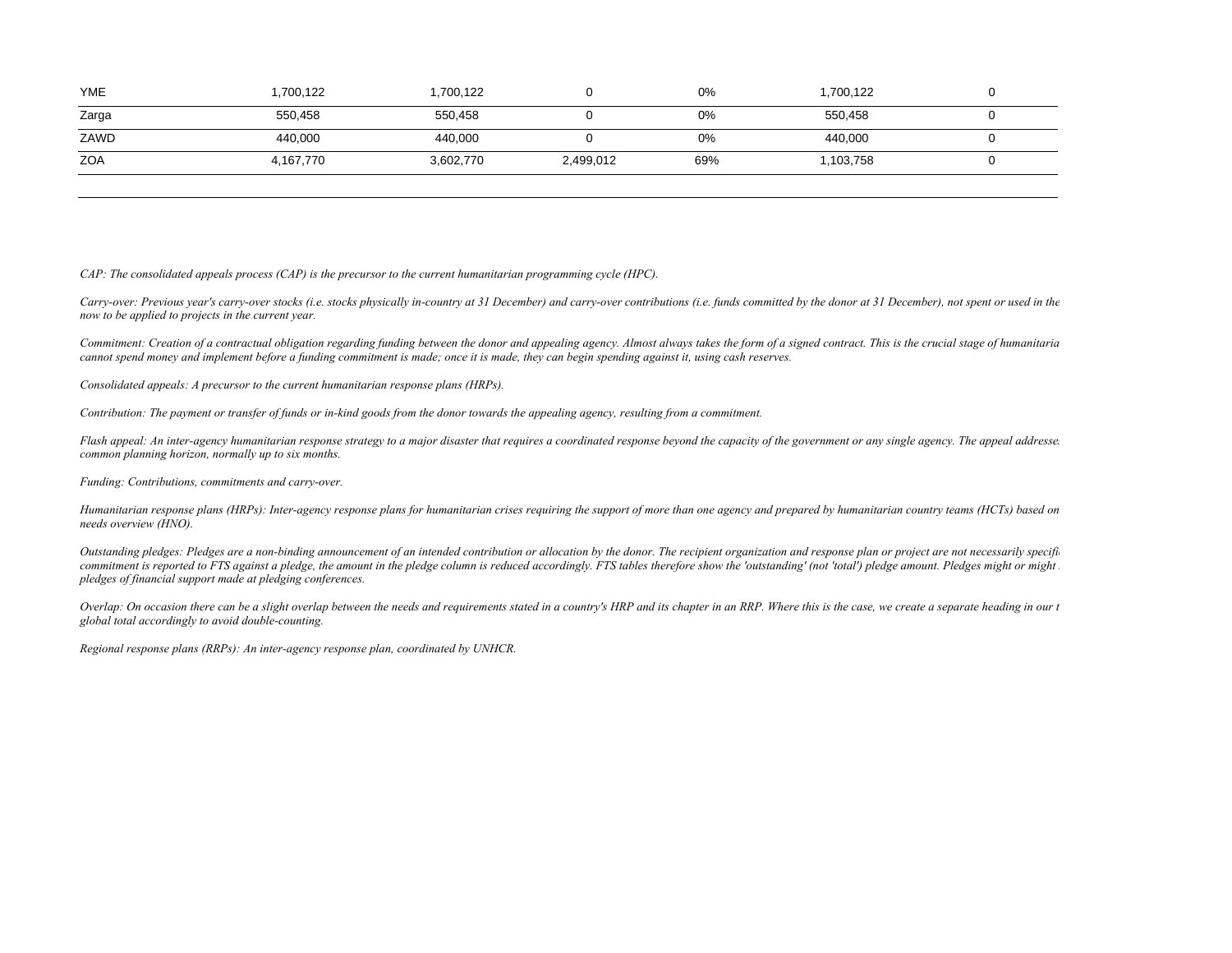| | | | | | | |
|---|---|---|---|---|---|---|
| YME | 1,700,122 | 1,700,122 | 0 | 0% | 1,700,122 | 0 |
| Zarga | 550,458 | 550,458 | 0 | 0% | 550,458 | 0 |
| ZAWD | 440,000 | 440,000 | 0 | 0% | 440,000 | 0 |
| ZOA | 4,167,770 | 3,602,770 | 2,499,012 | 69% | 1,103,758 | 0 |

*CAP: The consolidated appeals process (CAP) is the precursor to the current humanitarian programming cycle (HPC).*

*Carry-over: Previous year's carry-over stocks (i.e. stocks physically in-country at 31 December) and carry-over contributions (i.e. funds committed by the donor at 31 December), not spent or used in the now to be applied to projects in the current year.*

*Commitment: Creation of a contractual obligation regarding funding between the donor and appealing agency. Almost always takes the form of a signed contract. This is the crucial stage of humanitaria cannot spend money and implement before a funding commitment is made; once it is made, they can begin spending against it, using cash reserves.*

*Consolidated appeals: A precursor to the current humanitarian response plans (HRPs).*

*Contribution: The payment or transfer of funds or in-kind goods from the donor towards the appealing agency, resulting from a commitment.*

*Flash appeal: An inter-agency humanitarian response strategy to a major disaster that requires a coordinated response beyond the capacity of the government or any single agency. The appeal addresse common planning horizon, normally up to six months.*

*Funding: Contributions, commitments and carry-over.*

*Humanitarian response plans (HRPs): Inter-agency response plans for humanitarian crises requiring the support of more than one agency and prepared by humanitarian country teams (HCTs) based on needs overview (HNO).*

*Outstanding pledges: Pledges are a non-binding announcement of an intended contribution or allocation by the donor. The recipient organization and response plan or project are not necessarily specifi commitment is reported to FTS against a pledge, the amount in the pledge column is reduced accordingly. FTS tables therefore show the 'outstanding' (not 'total') pledge amount. Pledges might or might pledges of financial support made at pledging conferences.*

*Overlap: On occasion there can be a slight overlap between the needs and requirements stated in a country's HRP and its chapter in an RRP. Where this is the case, we create a separate heading in our t global total accordingly to avoid double-counting.*

*Regional response plans (RRPs): An inter-agency response plan, coordinated by UNHCR.*